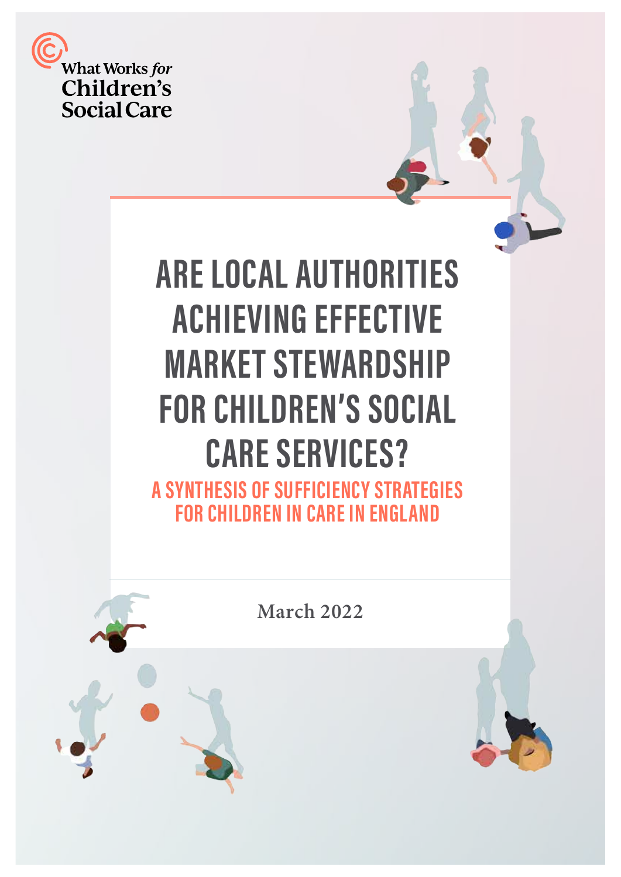What Works *for* Children's Social Care

# ARE LOCAL AUTHORITIES ACHIEVING EFFECTIVE MARKET STEWARDSHIP FOR CHILDREN'S SOCIAL CARE SERVICES?

## A SYNTHESIS OF SUFFICIENCY STRATEGIES FOR CHILDREN IN CARE IN ENGLAND

March 2022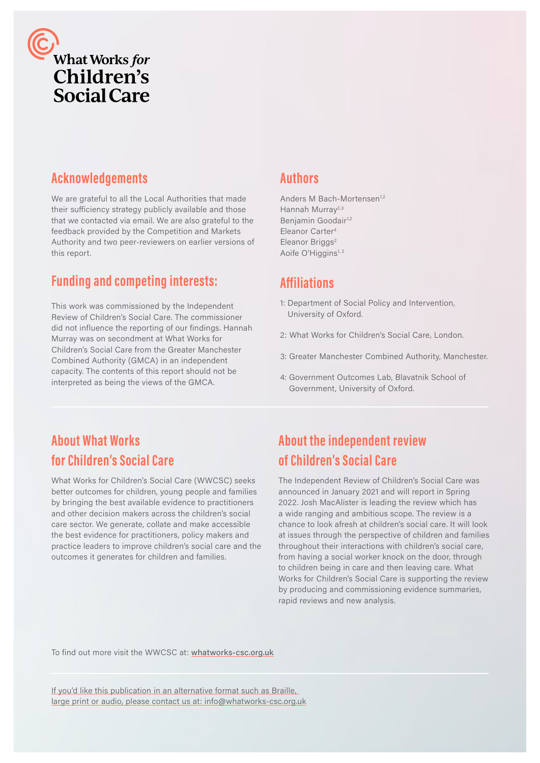What Works *for* Children's Social Care

## Acknowledgements

We are grateful to all the Local Authorities that made their sufficiency strategy publicly available and those that we contacted via email. We are also grateful to the feedback provided by the Competition and Markets Authority and two peer-reviewers on earlier versions of this report.

## Funding and competing interests:

This work was commissioned by the Independent Review of Children's Social Care. The commissioner did not influence the reporting of our findings. Hannah Murray was on secondment at What Works for Children's Social Care from the Greater Manchester Combined Authority (GMCA) in an independent capacity. The contents of this report should not be interpreted as being the views of the GMCA.

## Authors

Anders M Bach-Mortensen[1,2]
Hannah Murray[2,3]
Benjamin Goodair[1,2]
Eleanor Carter[4]
Eleanor Briggs[2]
Aoife O'Higgins[1,2]

## Affiliations

1: Department of Social Policy and Intervention, University of Oxford.

2: What Works for Children's Social Care, London.

3: Greater Manchester Combined Authority, Manchester.

4: Government Outcomes Lab, Blavatnik School of Government, University of Oxford.

## About What Works for Children's Social Care

What Works for Children's Social Care (WWCSC) seeks better outcomes for children, young people and families by bringing the best available evidence to practitioners and other decision makers across the children's social care sector. We generate, collate and make accessible the best evidence for practitioners, policy makers and practice leaders to improve children's social care and the outcomes it generates for children and families.

## About the independent review of Children's Social Care

The Independent Review of Children's Social Care was announced in January 2021 and will report in Spring 2022. Josh MacAlister is leading the review which has a wide ranging and ambitious scope. The review is a chance to look afresh at children's social care. It will look at issues through the perspective of children and families throughout their interactions with children's social care, from having a social worker knock on the door, through to children being in care and then leaving care. What Works for Children's Social Care is supporting the review by producing and commissioning evidence summaries, rapid reviews and new analysis.

To find out more visit the WWCSC at: whatworks-csc.org.uk

If you'd like this publication in an alternative format such as Braille, large print or audio, please contact us at: info@whatworks-csc.org.uk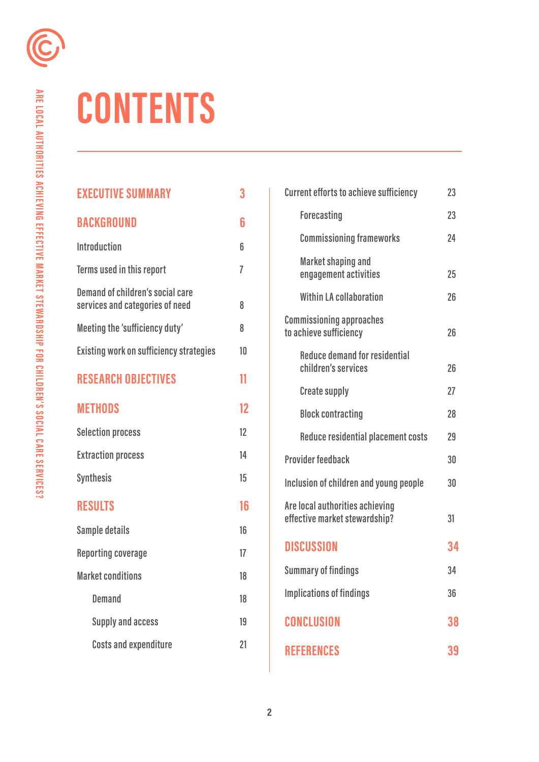# CONTENTS

- **EXECUTIVE SUMMARY** 3
- **BACKGROUND** 6
  - Introduction 6
  - Terms used in this report 7
  - Demand of children's social care services and categories of need 8
  - Meeting the 'sufficiency duty' 8
  - Existing work on sufficiency strategies 10
- **RESEARCH OBJECTIVES** 11
- **METHODS** 12
  - Selection process 12
  - Extraction process 14
  - Synthesis 15
- **RESULTS** 16
  - Sample details 16
  - Reporting coverage 17
  - Market conditions 18
    - Demand 18
    - Supply and access 19
    - Costs and expenditure 21
  - Current efforts to achieve sufficiency 23
    - Forecasting 23
    - Commissioning frameworks 24
    - Market shaping and engagement activities 25
    - Within LA collaboration 26
  - Commissioning approaches to achieve sufficiency 26
    - Reduce demand for residential children's services 26
    - Create supply 27
    - Block contracting 28
    - Reduce residential placement costs 29
  - Provider feedback 30
  - Inclusion of children and young people 30
  - Are local authorities achieving effective market stewardship? 31
- **DISCUSSION** 34
  - Summary of findings 34
  - Implications of findings 36
- **CONCLUSION** 38
- **REFERENCES** 39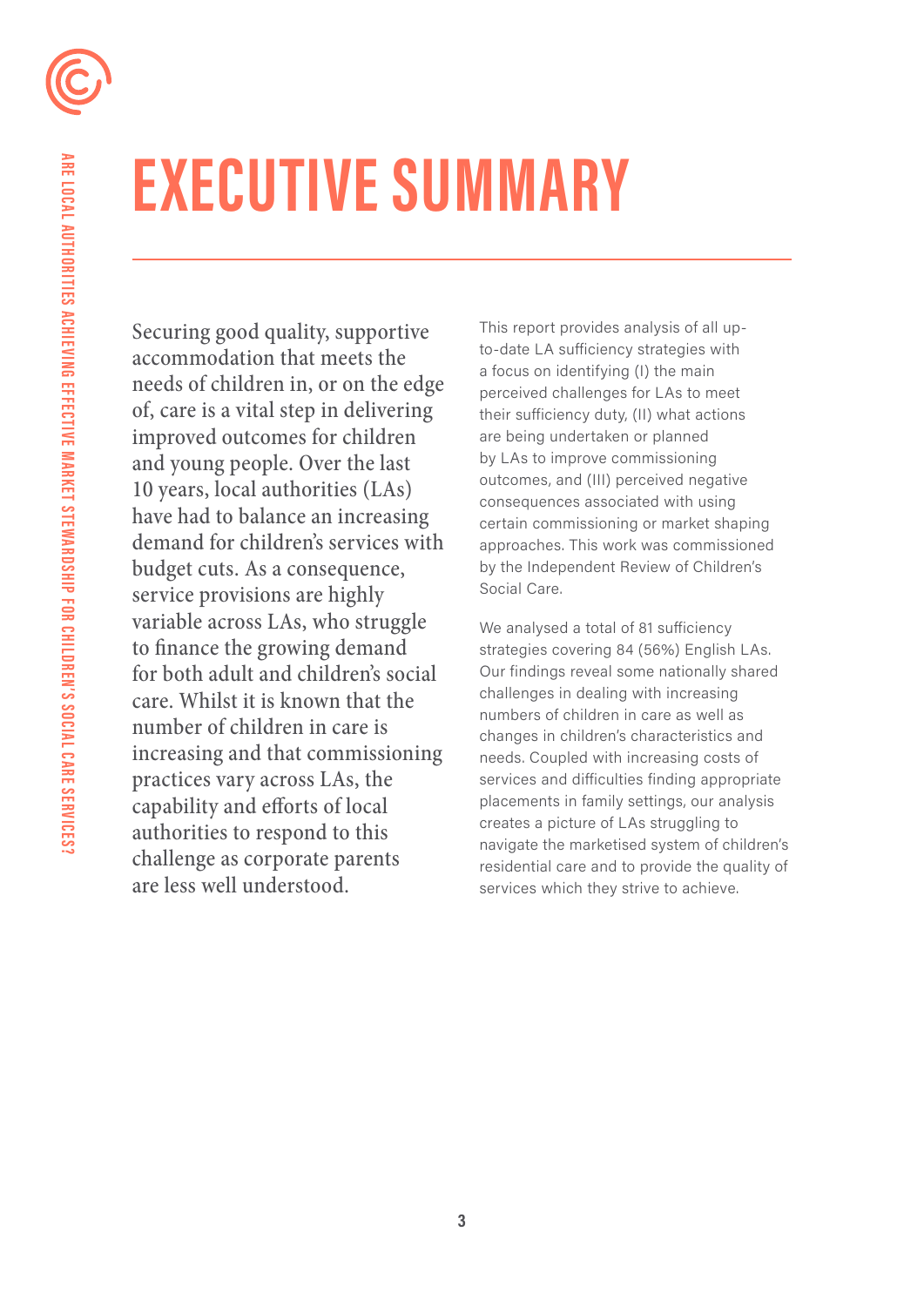# EXECUTIVE SUMMARY

Securing good quality, supportive accommodation that meets the needs of children in, or on the edge of, care is a vital step in delivering improved outcomes for children and young people. Over the last 10 years, local authorities (LAs) have had to balance an increasing demand for children's services with budget cuts. As a consequence, service provisions are highly variable across LAs, who struggle to finance the growing demand for both adult and children's social care. Whilst it is known that the number of children in care is increasing and that commissioning practices vary across LAs, the capability and efforts of local authorities to respond to this challenge as corporate parents are less well understood.

This report provides analysis of all up-to-date LA sufficiency strategies with a focus on identifying (I) the main perceived challenges for LAs to meet their sufficiency duty, (II) what actions are being undertaken or planned by LAs to improve commissioning outcomes, and (III) perceived negative consequences associated with using certain commissioning or market shaping approaches. This work was commissioned by the Independent Review of Children's Social Care.

We analysed a total of 81 sufficiency strategies covering 84 (56%) English LAs. Our findings reveal some nationally shared challenges in dealing with increasing numbers of children in care as well as changes in children's characteristics and needs. Coupled with increasing costs of services and difficulties finding appropriate placements in family settings, our analysis creates a picture of LAs struggling to navigate the marketised system of children's residential care and to provide the quality of services which they strive to achieve.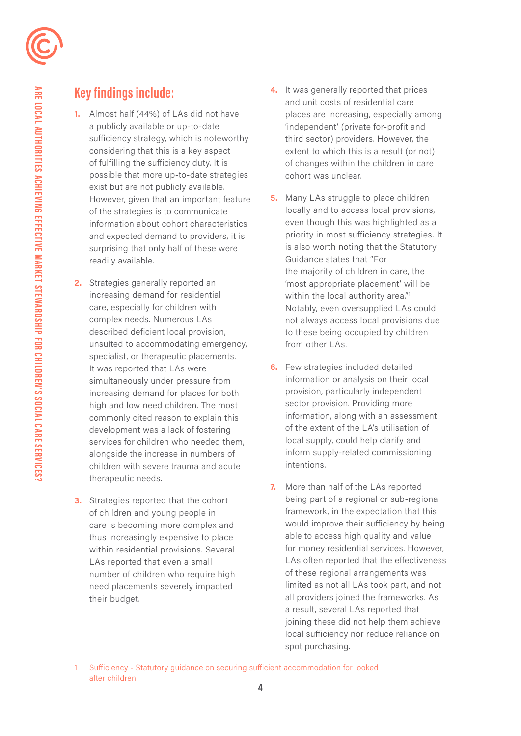## Key findings include:

1. Almost half (44%) of LAs did not have a publicly available or up-to-date sufficiency strategy, which is noteworthy considering that this is a key aspect of fulfilling the sufficiency duty. It is possible that more up-to-date strategies exist but are not publicly available. However, given that an important feature of the strategies is to communicate information about cohort characteristics and expected demand to providers, it is surprising that only half of these were readily available.

2. Strategies generally reported an increasing demand for residential care, especially for children with complex needs. Numerous LAs described deficient local provision, unsuited to accommodating emergency, specialist, or therapeutic placements. It was reported that LAs were simultaneously under pressure from increasing demand for places for both high and low need children. The most commonly cited reason to explain this development was a lack of fostering services for children who needed them, alongside the increase in numbers of children with severe trauma and acute therapeutic needs.

3. Strategies reported that the cohort of children and young people in care is becoming more complex and thus increasingly expensive to place within residential provisions. Several LAs reported that even a small number of children who require high need placements severely impacted their budget.

4. It was generally reported that prices and unit costs of residential care places are increasing, especially among 'independent' (private for-profit and third sector) providers. However, the extent to which this is a result (or not) of changes within the children in care cohort was unclear.

5. Many LAs struggle to place children locally and to access local provisions, even though this was highlighted as a priority in most sufficiency strategies. It is also worth noting that the Statutory Guidance states that "For the majority of children in care, the 'most appropriate placement' will be within the local authority area."[1] Notably, even oversupplied LAs could not always access local provisions due to these being occupied by children from other LAs.

6. Few strategies included detailed information or analysis on their local provision, particularly independent sector provision. Providing more information, along with an assessment of the extent of the LA's utilisation of local supply, could help clarify and inform supply-related commissioning intentions.

7. More than half of the LAs reported being part of a regional or sub-regional framework, in the expectation that this would improve their sufficiency by being able to access high quality and value for money residential services. However, LAs often reported that the effectiveness of these regional arrangements was limited as not all LAs took part, and not all providers joined the frameworks. As a result, several LAs reported that joining these did not help them achieve local sufficiency nor reduce reliance on spot purchasing.

1 Sufficiency - Statutory guidance on securing sufficient accommodation for looked after children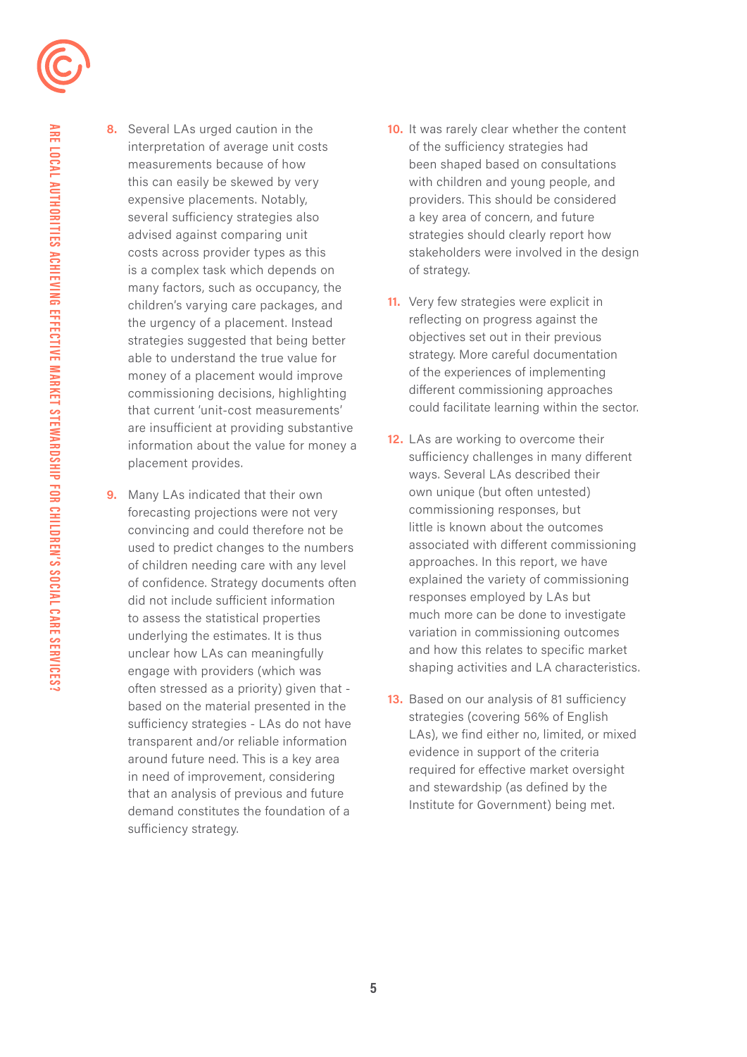8. Several LAs urged caution in the interpretation of average unit costs measurements because of how this can easily be skewed by very expensive placements. Notably, several sufficiency strategies also advised against comparing unit costs across provider types as this is a complex task which depends on many factors, such as occupancy, the children's varying care packages, and the urgency of a placement. Instead strategies suggested that being better able to understand the true value for money of a placement would improve commissioning decisions, highlighting that current 'unit-cost measurements' are insufficient at providing substantive information about the value for money a placement provides.

9. Many LAs indicated that their own forecasting projections were not very convincing and could therefore not be used to predict changes to the numbers of children needing care with any level of confidence. Strategy documents often did not include sufficient information to assess the statistical properties underlying the estimates. It is thus unclear how LAs can meaningfully engage with providers (which was often stressed as a priority) given that - based on the material presented in the sufficiency strategies - LAs do not have transparent and/or reliable information around future need. This is a key area in need of improvement, considering that an analysis of previous and future demand constitutes the foundation of a sufficiency strategy.

10. It was rarely clear whether the content of the sufficiency strategies had been shaped based on consultations with children and young people, and providers. This should be considered a key area of concern, and future strategies should clearly report how stakeholders were involved in the design of strategy.

11. Very few strategies were explicit in reflecting on progress against the objectives set out in their previous strategy. More careful documentation of the experiences of implementing different commissioning approaches could facilitate learning within the sector.

12. LAs are working to overcome their sufficiency challenges in many different ways. Several LAs described their own unique (but often untested) commissioning responses, but little is known about the outcomes associated with different commissioning approaches. In this report, we have explained the variety of commissioning responses employed by LAs but much more can be done to investigate variation in commissioning outcomes and how this relates to specific market shaping activities and LA characteristics.

13. Based on our analysis of 81 sufficiency strategies (covering 56% of English LAs), we find either no, limited, or mixed evidence in support of the criteria required for effective market oversight and stewardship (as defined by the Institute for Government) being met.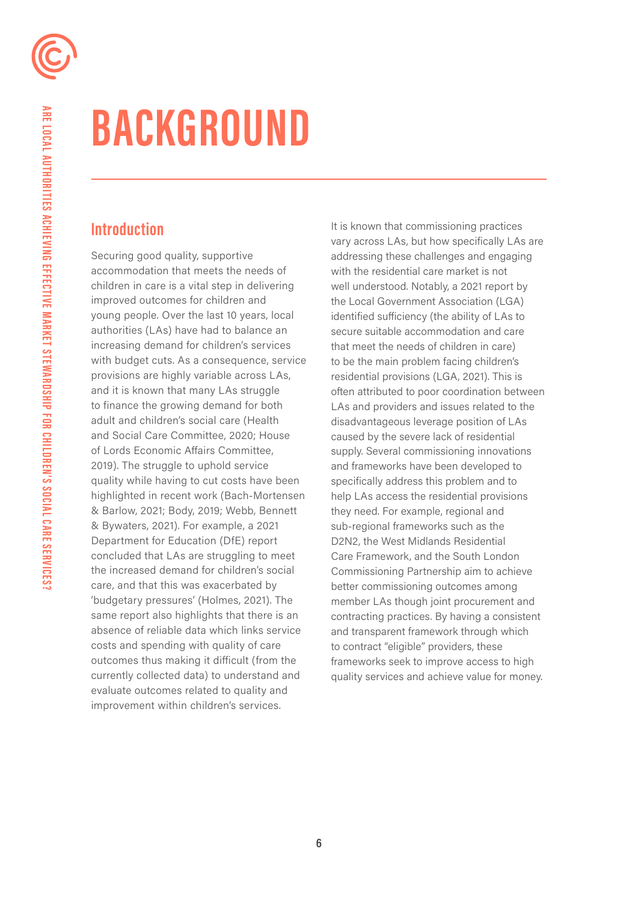# BACKGROUND

## Introduction

Securing good quality, supportive accommodation that meets the needs of children in care is a vital step in delivering improved outcomes for children and young people. Over the last 10 years, local authorities (LAs) have had to balance an increasing demand for children's services with budget cuts. As a consequence, service provisions are highly variable across LAs, and it is known that many LAs struggle to finance the growing demand for both adult and children's social care (Health and Social Care Committee, 2020; House of Lords Economic Affairs Committee, 2019). The struggle to uphold service quality while having to cut costs have been highlighted in recent work (Bach-Mortensen & Barlow, 2021; Body, 2019; Webb, Bennett & Bywaters, 2021). For example, a 2021 Department for Education (DfE) report concluded that LAs are struggling to meet the increased demand for children's social care, and that this was exacerbated by 'budgetary pressures' (Holmes, 2021). The same report also highlights that there is an absence of reliable data which links service costs and spending with quality of care outcomes thus making it difficult (from the currently collected data) to understand and evaluate outcomes related to quality and improvement within children's services.

It is known that commissioning practices vary across LAs, but how specifically LAs are addressing these challenges and engaging with the residential care market is not well understood. Notably, a 2021 report by the Local Government Association (LGA) identified sufficiency (the ability of LAs to secure suitable accommodation and care that meet the needs of children in care) to be the main problem facing children's residential provisions (LGA, 2021). This is often attributed to poor coordination between LAs and providers and issues related to the disadvantageous leverage position of LAs caused by the severe lack of residential supply. Several commissioning innovations and frameworks have been developed to specifically address this problem and to help LAs access the residential provisions they need. For example, regional and sub-regional frameworks such as the D2N2, the West Midlands Residential Care Framework, and the South London Commissioning Partnership aim to achieve better commissioning outcomes among member LAs though joint procurement and contracting practices. By having a consistent and transparent framework through which to contract "eligible" providers, these frameworks seek to improve access to high quality services and achieve value for money.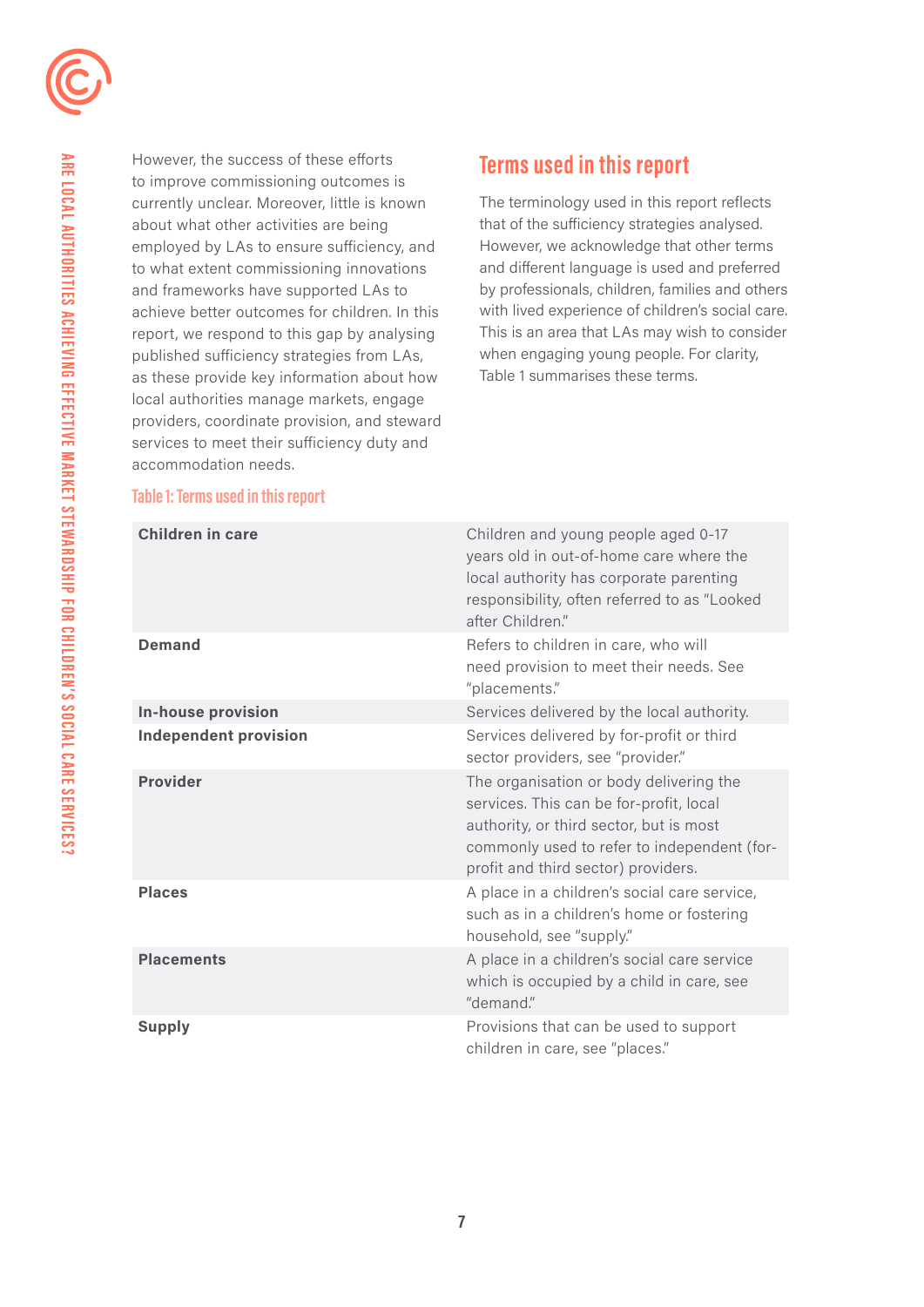However, the success of these efforts to improve commissioning outcomes is currently unclear. Moreover, little is known about what other activities are being employed by LAs to ensure sufficiency, and to what extent commissioning innovations and frameworks have supported LAs to achieve better outcomes for children. In this report, we respond to this gap by analysing published sufficiency strategies from LAs, as these provide key information about how local authorities manage markets, engage providers, coordinate provision, and steward services to meet their sufficiency duty and accommodation needs.

## Terms used in this report

The terminology used in this report reflects that of the sufficiency strategies analysed. However, we acknowledge that other terms and different language is used and preferred by professionals, children, families and others with lived experience of children's social care. This is an area that LAs may wish to consider when engaging young people. For clarity, Table 1 summarises these terms.

Table 1: Terms used in this report

| Term | Definition |
|---|---|
| **Children in care** | Children and young people aged 0-17 years old in out-of-home care where the local authority has corporate parenting responsibility, often referred to as "Looked after Children." |
| **Demand** | Refers to children in care, who will need provision to meet their needs. See "placements." |
| **In-house provision** | Services delivered by the local authority. |
| **Independent provision** | Services delivered by for-profit or third sector providers, see "provider." |
| **Provider** | The organisation or body delivering the services. This can be for-profit, local authority, or third sector, but is most commonly used to refer to independent (for-profit and third sector) providers. |
| **Places** | A place in a children's social care service, such as in a children's home or fostering household, see "supply." |
| **Placements** | A place in a children's social care service which is occupied by a child in care, see "demand." |
| **Supply** | Provisions that can be used to support children in care, see "places." |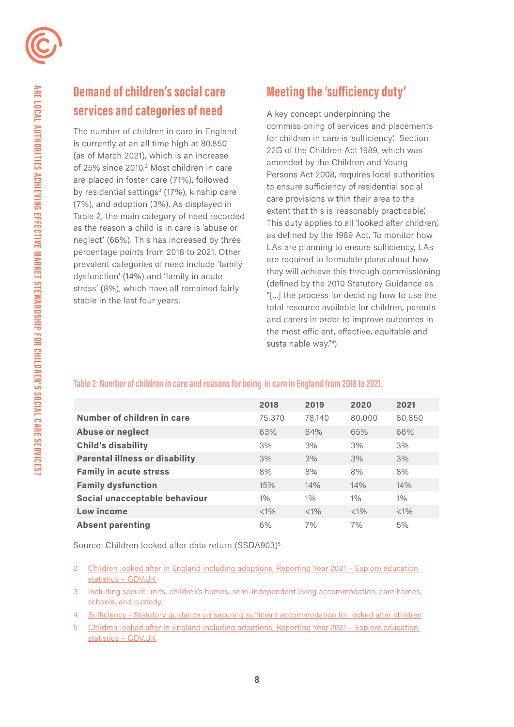## Demand of children's social care services and categories of need

The number of children in care in England is currently at an all time high at 80,850 (as of March 2021), which is an increase of 25% since 2010.[2] Most children in care are placed in foster care (71%), followed by residential settings[3] (17%), kinship care (7%), and adoption (3%). As displayed in Table 2, the main category of need recorded as the reason a child is in care is 'abuse or neglect' (66%). This has increased by three percentage points from 2018 to 2021. Other prevalent categories of need include 'family dysfunction' (14%) and 'family in acute stress' (8%), which have all remained fairly stable in the last four years.

## Meeting the 'sufficiency duty'

A key concept underpinning the commissioning of services and placements for children in care is 'sufficiency'. Section 22G of the Children Act 1989, which was amended by the Children and Young Persons Act 2008, requires local authorities to ensure sufficiency of residential social care provisions within their area to the extent that this is 'reasonably practicable'. This duty applies to all 'looked after children', as defined by the 1989 Act. To monitor how LAs are planning to ensure sufficiency, LAs are required to formulate plans about how they will achieve this through commissioning (defined by the 2010 Statutory Guidance as "[...] the process for deciding how to use the total resource available for children, parents and carers in order to improve outcomes in the most efficient, effective, equitable and sustainable way."[4])

**Table 2: Number of children in care and reasons for being in care in England from 2018 to 2021.**

| | 2018 | 2019 | 2020 | 2021 |
|---|---|---|---|---|
| **Number of children in care** | 75,370 | 78,140 | 80,000 | 80,850 |
| **Abuse or neglect** | 63% | 64% | 65% | 66% |
| **Child's disability** | 3% | 3% | 3% | 3% |
| **Parental illness or disability** | 3% | 3% | 3% | 3% |
| **Family in acute stress** | 8% | 8% | 8% | 8% |
| **Family dysfunction** | 15% | 14% | 14% | 14% |
| **Social unacceptable behaviour** | 1% | 1% | 1% | 1% |
| **Low income** | <1% | <1% | <1% | <1% |
| **Absent parenting** | 6% | 7% | 7% | 5% |

Source: Children looked after data return (SSDA903)[5]

2. Children looked after in England including adoptions, Reporting Year 2021 – Explore education statistics – GOV.UK
3. Including secure units, children's homes, semi-independent living accommodation, care homes, schools, and custody.
4. Sufficiency - Statutory guidance on securing sufficient accommodation for looked after children
5. Children looked after in England including adoptions, Reporting Year 2021 – Explore education statistics – GOV.UK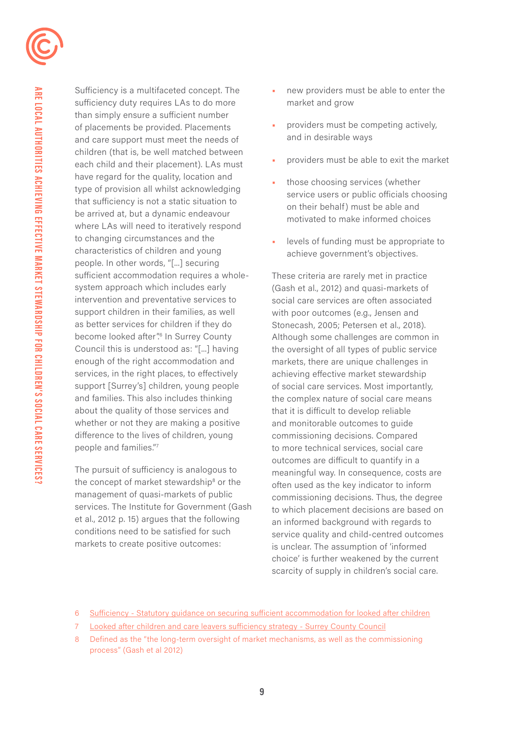Sufficiency is a multifaceted concept. The sufficiency duty requires LAs to do more than simply ensure a sufficient number of placements be provided. Placements and care support must meet the needs of children (that is, be well matched between each child and their placement). LAs must have regard for the quality, location and type of provision all whilst acknowledging that sufficiency is not a static situation to be arrived at, but a dynamic endeavour where LAs will need to iteratively respond to changing circumstances and the characteristics of children and young people. In other words, "[…] securing sufficient accommodation requires a whole-system approach which includes early intervention and preventative services to support children in their families, as well as better services for children if they do become looked after".[6] In Surrey County Council this is understood as: "[…] having enough of the right accommodation and services, in the right places, to effectively support [Surrey's] children, young people and families. This also includes thinking about the quality of those services and whether or not they are making a positive difference to the lives of children, young people and families."[7]

The pursuit of sufficiency is analogous to the concept of market stewardship[8] or the management of quasi-markets of public services. The Institute for Government (Gash et al., 2012 p. 15) argues that the following conditions need to be satisfied for such markets to create positive outcomes:

- new providers must be able to enter the market and grow
- providers must be competing actively, and in desirable ways
- providers must be able to exit the market
- those choosing services (whether service users or public officials choosing on their behalf) must be able and motivated to make informed choices
- levels of funding must be appropriate to achieve government's objectives.

These criteria are rarely met in practice (Gash et al., 2012) and quasi-markets of social care services are often associated with poor outcomes (e.g., Jensen and Stonecash, 2005; Petersen et al., 2018). Although some challenges are common in the oversight of all types of public service markets, there are unique challenges in achieving effective market stewardship of social care services. Most importantly, the complex nature of social care means that it is difficult to develop reliable and monitorable outcomes to guide commissioning decisions. Compared to more technical services, social care outcomes are difficult to quantify in a meaningful way. In consequence, costs are often used as the key indicator to inform commissioning decisions. Thus, the degree to which placement decisions are based on an informed background with regards to service quality and child-centred outcomes is unclear. The assumption of 'informed choice' is further weakened by the current scarcity of supply in children's social care.

6 Sufficiency - Statutory guidance on securing sufficient accommodation for looked after children

7 Looked after children and care leavers sufficiency strategy - Surrey County Council

8 Defined as the "the long-term oversight of market mechanisms, as well as the commissioning process" (Gash et al 2012)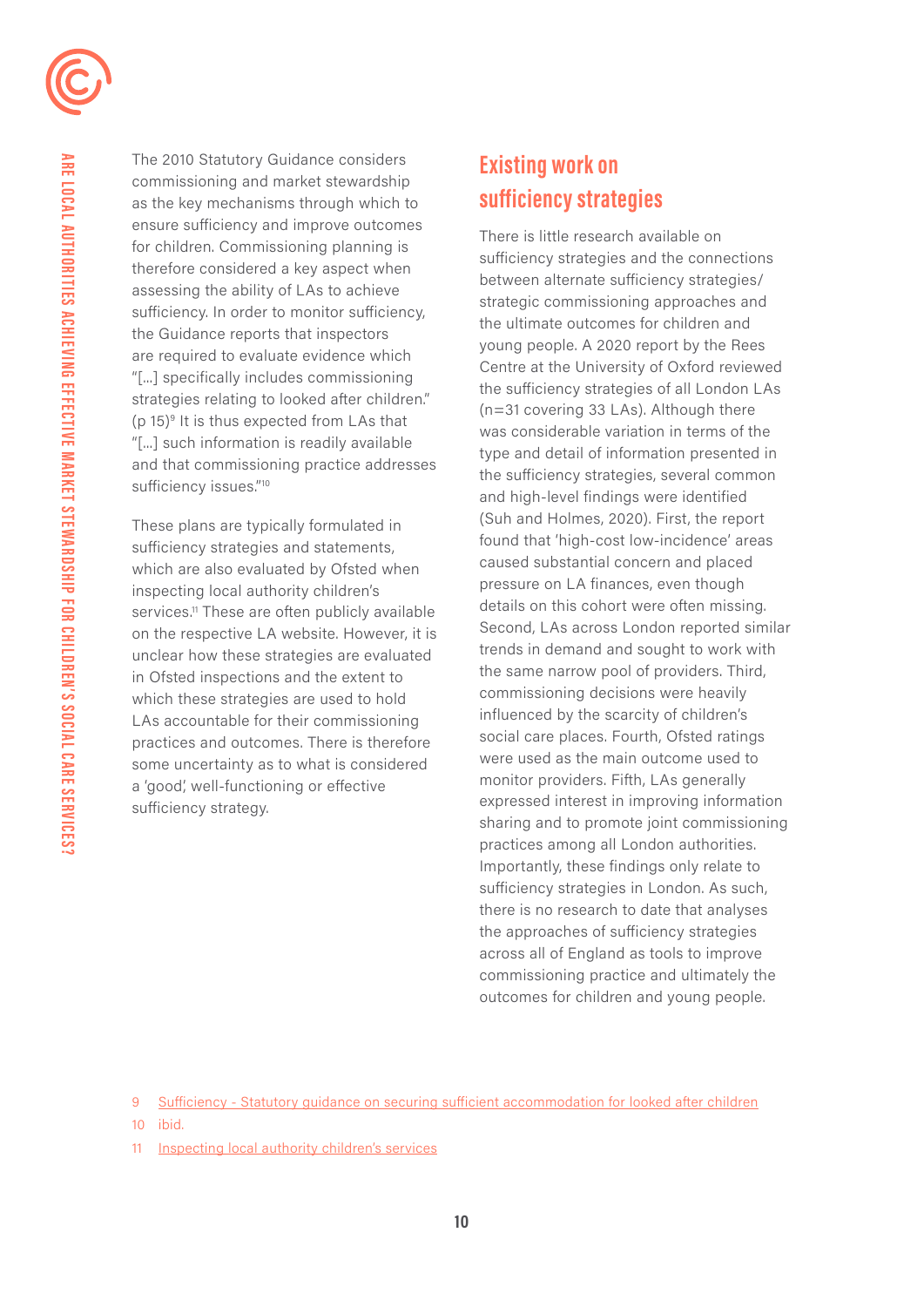The 2010 Statutory Guidance considers commissioning and market stewardship as the key mechanisms through which to ensure sufficiency and improve outcomes for children. Commissioning planning is therefore considered a key aspect when assessing the ability of LAs to achieve sufficiency. In order to monitor sufficiency, the Guidance reports that inspectors are required to evaluate evidence which "[...] specifically includes commissioning strategies relating to looked after children." (p 15)[9] It is thus expected from LAs that "[...] such information is readily available and that commissioning practice addresses sufficiency issues."[10]

These plans are typically formulated in sufficiency strategies and statements, which are also evaluated by Ofsted when inspecting local authority children's services.[11] These are often publicly available on the respective LA website. However, it is unclear how these strategies are evaluated in Ofsted inspections and the extent to which these strategies are used to hold LAs accountable for their commissioning practices and outcomes. There is therefore some uncertainty as to what is considered a 'good', well-functioning or effective sufficiency strategy.

## Existing work on sufficiency strategies

There is little research available on sufficiency strategies and the connections between alternate sufficiency strategies/ strategic commissioning approaches and the ultimate outcomes for children and young people. A 2020 report by the Rees Centre at the University of Oxford reviewed the sufficiency strategies of all London LAs (n=31 covering 33 LAs). Although there was considerable variation in terms of the type and detail of information presented in the sufficiency strategies, several common and high-level findings were identified (Suh and Holmes, 2020). First, the report found that 'high-cost low-incidence' areas caused substantial concern and placed pressure on LA finances, even though details on this cohort were often missing. Second, LAs across London reported similar trends in demand and sought to work with the same narrow pool of providers. Third, commissioning decisions were heavily influenced by the scarcity of children's social care places. Fourth, Ofsted ratings were used as the main outcome used to monitor providers. Fifth, LAs generally expressed interest in improving information sharing and to promote joint commissioning practices among all London authorities. Importantly, these findings only relate to sufficiency strategies in London. As such, there is no research to date that analyses the approaches of sufficiency strategies across all of England as tools to improve commissioning practice and ultimately the outcomes for children and young people.

---

9 Sufficiency - Statutory guidance on securing sufficient accommodation for looked after children

10 ibid.

11 Inspecting local authority children's services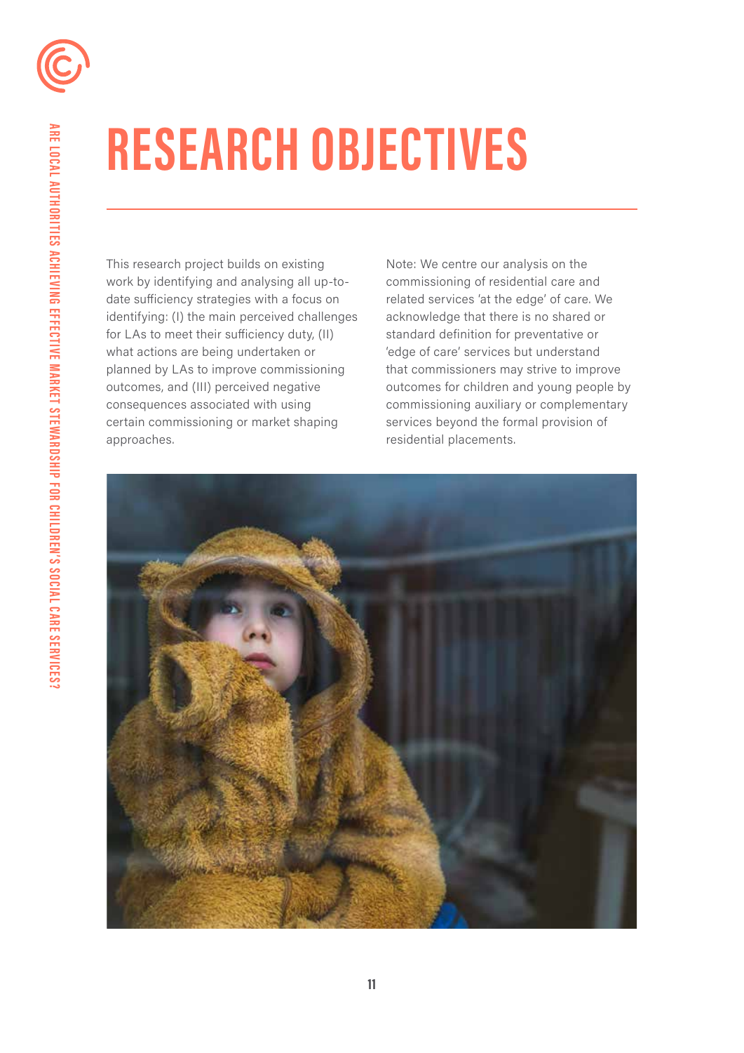# RESEARCH OBJECTIVES

This research project builds on existing work by identifying and analysing all up-to-date sufficiency strategies with a focus on identifying: (I) the main perceived challenges for LAs to meet their sufficiency duty, (II) what actions are being undertaken or planned by LAs to improve commissioning outcomes, and (III) perceived negative consequences associated with using certain commissioning or market shaping approaches.

Note: We centre our analysis on the commissioning of residential care and related services 'at the edge' of care. We acknowledge that there is no shared or standard definition for preventative or 'edge of care' services but understand that commissioners may strive to improve outcomes for children and young people by commissioning auxiliary or complementary services beyond the formal provision of residential placements.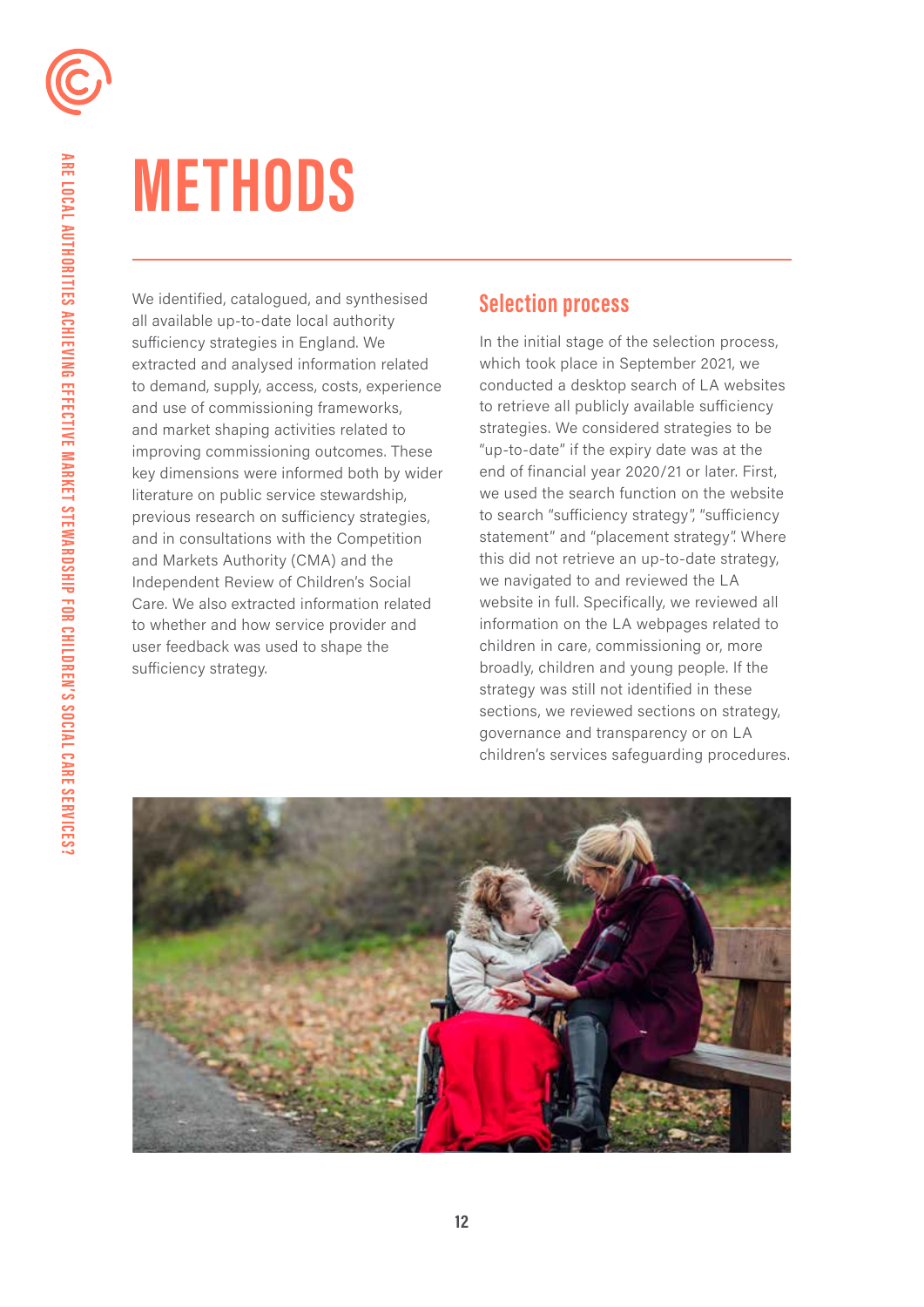# METHODS

We identified, catalogued, and synthesised all available up-to-date local authority sufficiency strategies in England. We extracted and analysed information related to demand, supply, access, costs, experience and use of commissioning frameworks, and market shaping activities related to improving commissioning outcomes. These key dimensions were informed both by wider literature on public service stewardship, previous research on sufficiency strategies, and in consultations with the Competition and Markets Authority (CMA) and the Independent Review of Children's Social Care. We also extracted information related to whether and how service provider and user feedback was used to shape the sufficiency strategy.

## Selection process

In the initial stage of the selection process, which took place in September 2021, we conducted a desktop search of LA websites to retrieve all publicly available sufficiency strategies. We considered strategies to be "up-to-date" if the expiry date was at the end of financial year 2020/21 or later. First, we used the search function on the website to search "sufficiency strategy", "sufficiency statement" and "placement strategy". Where this did not retrieve an up-to-date strategy, we navigated to and reviewed the LA website in full. Specifically, we reviewed all information on the LA webpages related to children in care, commissioning or, more broadly, children and young people. If the strategy was still not identified in these sections, we reviewed sections on strategy, governance and transparency or on LA children's services safeguarding procedures.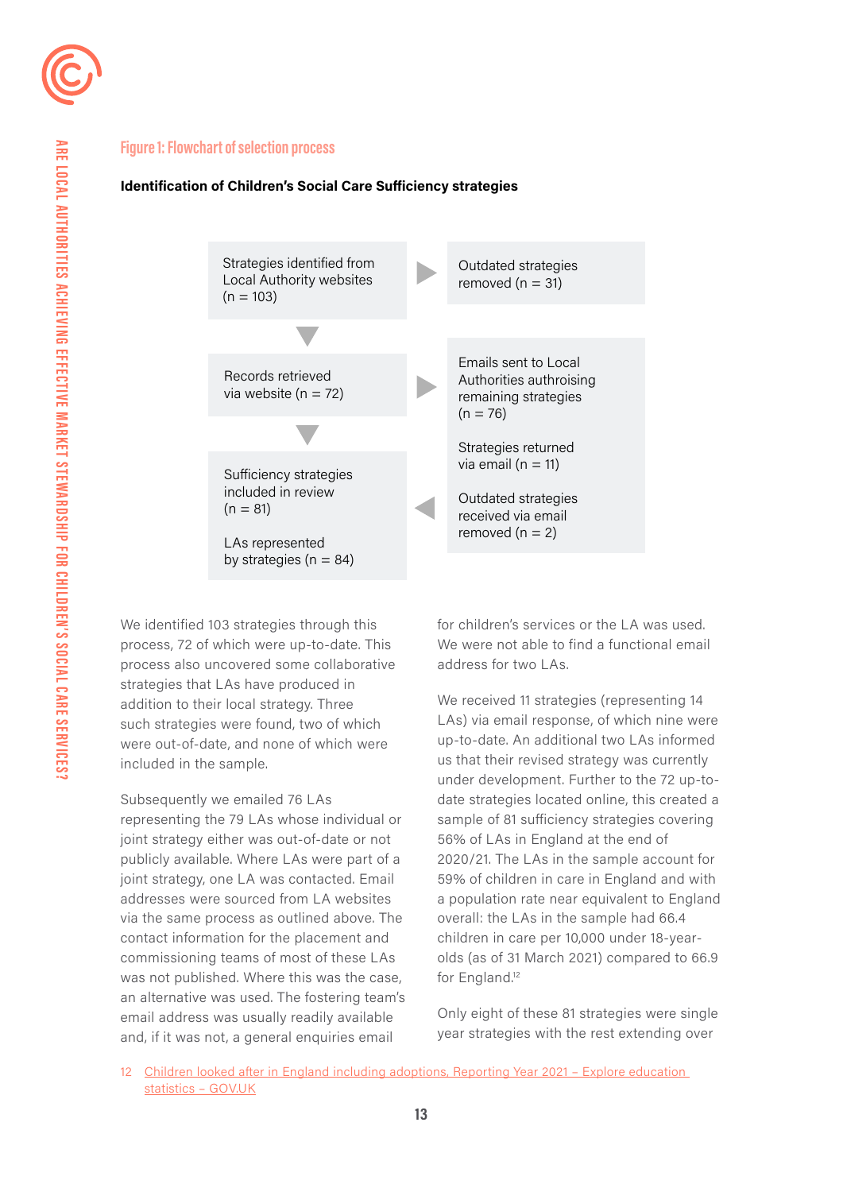**Figure 1: Flowchart of selection process**

**Identification of Children's Social Care Sufficiency strategies**

Strategies identified from Local Authority websites (n = 103)

Outdated strategies removed (n = 31)

Records retrieved via website (n = 72)

Emails sent to Local Authorities authroising remaining strategies (n = 76)

Strategies returned via email (n = 11)

Outdated strategies received via email removed (n = 2)

Sufficiency strategies included in review (n = 81)

LAs represented by strategies (n = 84)

We identified 103 strategies through this process, 72 of which were up-to-date. This process also uncovered some collaborative strategies that LAs have produced in addition to their local strategy. Three such strategies were found, two of which were out-of-date, and none of which were included in the sample.

Subsequently we emailed 76 LAs representing the 79 LAs whose individual or joint strategy either was out-of-date or not publicly available. Where LAs were part of a joint strategy, one LA was contacted. Email addresses were sourced from LA websites via the same process as outlined above. The contact information for the placement and commissioning teams of most of these LAs was not published. Where this was the case, an alternative was used. The fostering team's email address was usually readily available and, if it was not, a general enquiries email for children's services or the LA was used. We were not able to find a functional email address for two LAs.

We received 11 strategies (representing 14 LAs) via email response, of which nine were up-to-date. An additional two LAs informed us that their revised strategy was currently under development. Further to the 72 up-to-date strategies located online, this created a sample of 81 sufficiency strategies covering 56% of LAs in England at the end of 2020/21. The LAs in the sample account for 59% of children in care in England and with a population rate near equivalent to England overall: the LAs in the sample had 66.4 children in care per 10,000 under 18-year-olds (as of 31 March 2021) compared to 66.9 for England.[12]

Only eight of these 81 strategies were single year strategies with the rest extending over

12 Children looked after in England including adoptions, Reporting Year 2021 – Explore education statistics – GOV.UK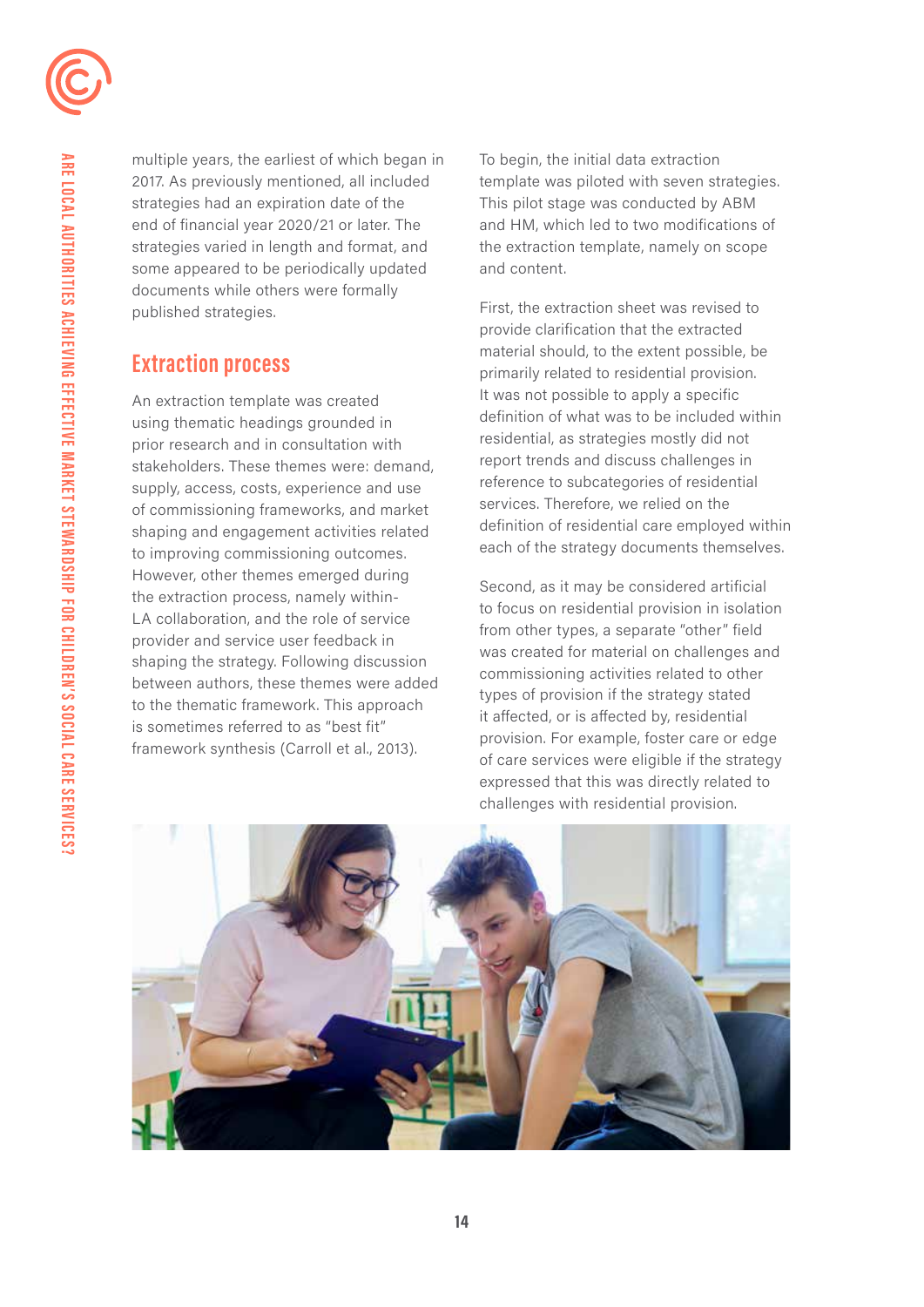multiple years, the earliest of which began in 2017. As previously mentioned, all included strategies had an expiration date of the end of financial year 2020/21 or later. The strategies varied in length and format, and some appeared to be periodically updated documents while others were formally published strategies.

## Extraction process

An extraction template was created using thematic headings grounded in prior research and in consultation with stakeholders. These themes were: demand, supply, access, costs, experience and use of commissioning frameworks, and market shaping and engagement activities related to improving commissioning outcomes. However, other themes emerged during the extraction process, namely within-LA collaboration, and the role of service provider and service user feedback in shaping the strategy. Following discussion between authors, these themes were added to the thematic framework. This approach is sometimes referred to as "best fit" framework synthesis (Carroll et al., 2013).

To begin, the initial data extraction template was piloted with seven strategies. This pilot stage was conducted by ABM and HM, which led to two modifications of the extraction template, namely on scope and content.

First, the extraction sheet was revised to provide clarification that the extracted material should, to the extent possible, be primarily related to residential provision. It was not possible to apply a specific definition of what was to be included within residential, as strategies mostly did not report trends and discuss challenges in reference to subcategories of residential services. Therefore, we relied on the definition of residential care employed within each of the strategy documents themselves.

Second, as it may be considered artificial to focus on residential provision in isolation from other types, a separate "other" field was created for material on challenges and commissioning activities related to other types of provision if the strategy stated it affected, or is affected by, residential provision. For example, foster care or edge of care services were eligible if the strategy expressed that this was directly related to challenges with residential provision.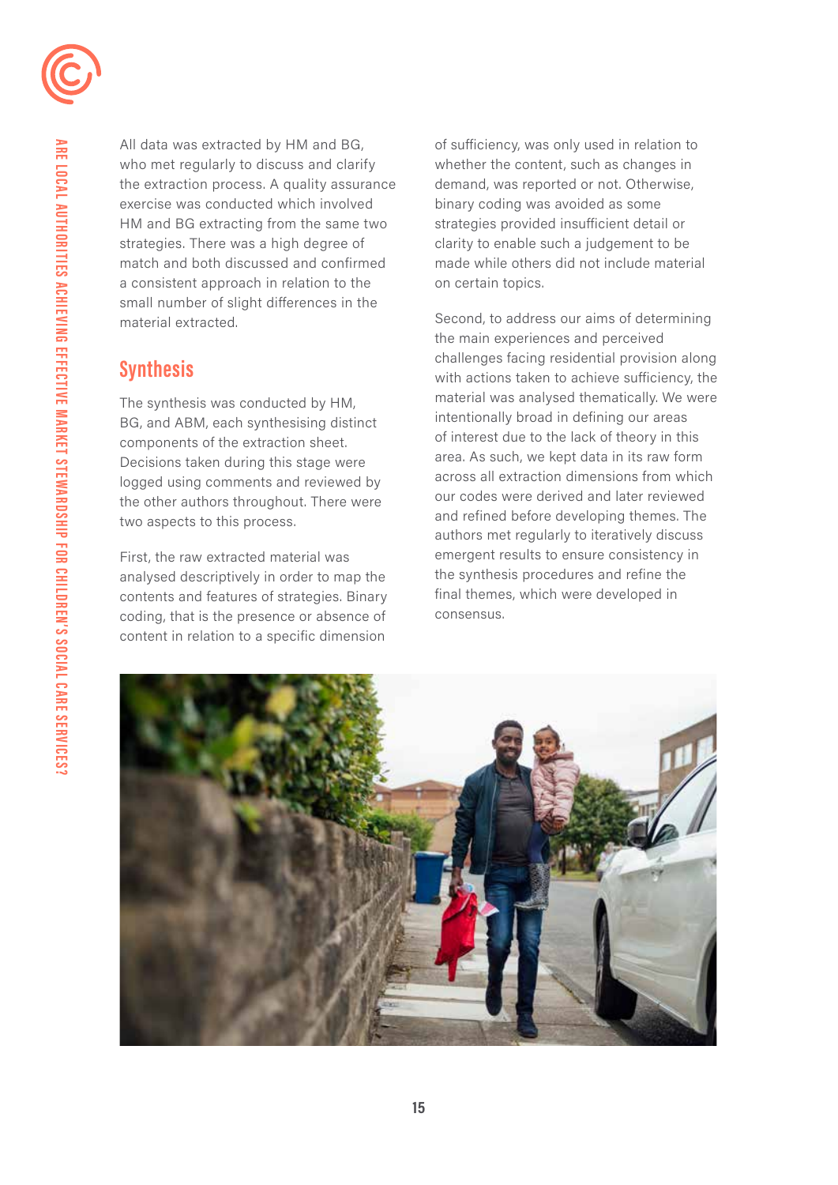All data was extracted by HM and BG, who met regularly to discuss and clarify the extraction process. A quality assurance exercise was conducted which involved HM and BG extracting from the same two strategies. There was a high degree of match and both discussed and confirmed a consistent approach in relation to the small number of slight differences in the material extracted.

## Synthesis

The synthesis was conducted by HM, BG, and ABM, each synthesising distinct components of the extraction sheet. Decisions taken during this stage were logged using comments and reviewed by the other authors throughout. There were two aspects to this process.

First, the raw extracted material was analysed descriptively in order to map the contents and features of strategies. Binary coding, that is the presence or absence of content in relation to a specific dimension of sufficiency, was only used in relation to whether the content, such as changes in demand, was reported or not. Otherwise, binary coding was avoided as some strategies provided insufficient detail or clarity to enable such a judgement to be made while others did not include material on certain topics.

Second, to address our aims of determining the main experiences and perceived challenges facing residential provision along with actions taken to achieve sufficiency, the material was analysed thematically. We were intentionally broad in defining our areas of interest due to the lack of theory in this area. As such, we kept data in its raw form across all extraction dimensions from which our codes were derived and later reviewed and refined before developing themes. The authors met regularly to iteratively discuss emergent results to ensure consistency in the synthesis procedures and refine the final themes, which were developed in consensus.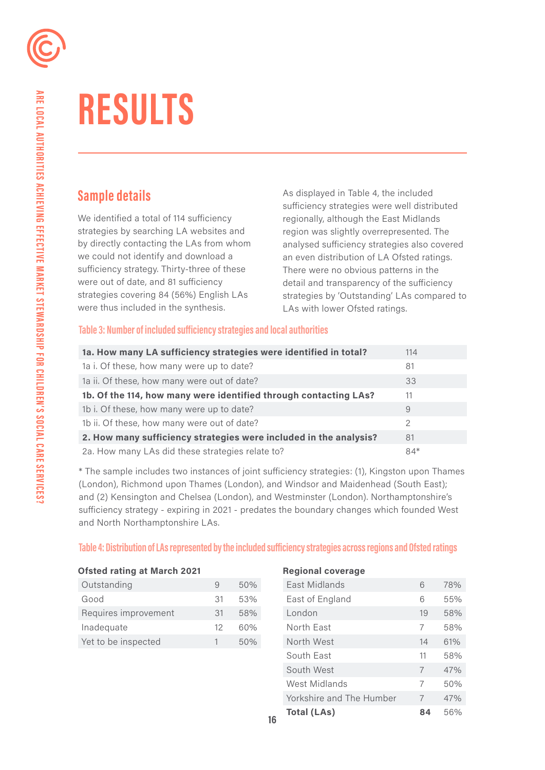# RESULTS

## Sample details

We identified a total of 114 sufficiency strategies by searching LA websites and by directly contacting the LAs from whom we could not identify and download a sufficiency strategy. Thirty-three of these were out of date, and 81 sufficiency strategies covering 84 (56%) English LAs were thus included in the synthesis.

As displayed in Table 4, the included sufficiency strategies were well distributed regionally, although the East Midlands region was slightly overrepresented. The analysed sufficiency strategies also covered an even distribution of LA Ofsted ratings. There were no obvious patterns in the detail and transparency of the sufficiency strategies by 'Outstanding' LAs compared to LAs with lower Ofsted ratings.

### Table 3: Number of included sufficiency strategies and local authorities

| | |
|---|---|
| **1a. How many LA sufficiency strategies were identified in total?** | 114 |
| 1a i. Of these, how many were up to date? | 81 |
| 1a ii. Of these, how many were out of date? | 33 |
| **1b. Of the 114, how many were identified through contacting LAs?** | 11 |
| 1b i. Of these, how many were up to date? | 9 |
| 1b ii. Of these, how many were out of date? | 2 |
| **2. How many sufficiency strategies were included in the analysis?** | 81 |
| 2a. How many LAs did these strategies relate to? | 84* |

* The sample includes two instances of joint sufficiency strategies: (1), Kingston upon Thames (London), Richmond upon Thames (London), and Windsor and Maidenhead (South East); and (2) Kensington and Chelsea (London), and Westminster (London). Northamptonshire's sufficiency strategy - expiring in 2021 - predates the boundary changes which founded West and North Northamptonshire LAs.

### Table 4: Distribution of LAs represented by the included sufficiency strategies across regions and Ofsted ratings

| Ofsted rating at March 2021 | | |
|---|---|---|
| Outstanding | 9 | 50% |
| Good | 31 | 53% |
| Requires improvement | 31 | 58% |
| Inadequate | 12 | 60% |
| Yet to be inspected | 1 | 50% |

| Regional coverage | | |
|---|---|---|
| East Midlands | 6 | 78% |
| East of England | 6 | 55% |
| London | 19 | 58% |
| North East | 7 | 58% |
| North West | 14 | 61% |
| South East | 11 | 58% |
| South West | 7 | 47% |
| West Midlands | 7 | 50% |
| Yorkshire and The Humber | 7 | 47% |
| **Total (LAs)** | **84** | 56% |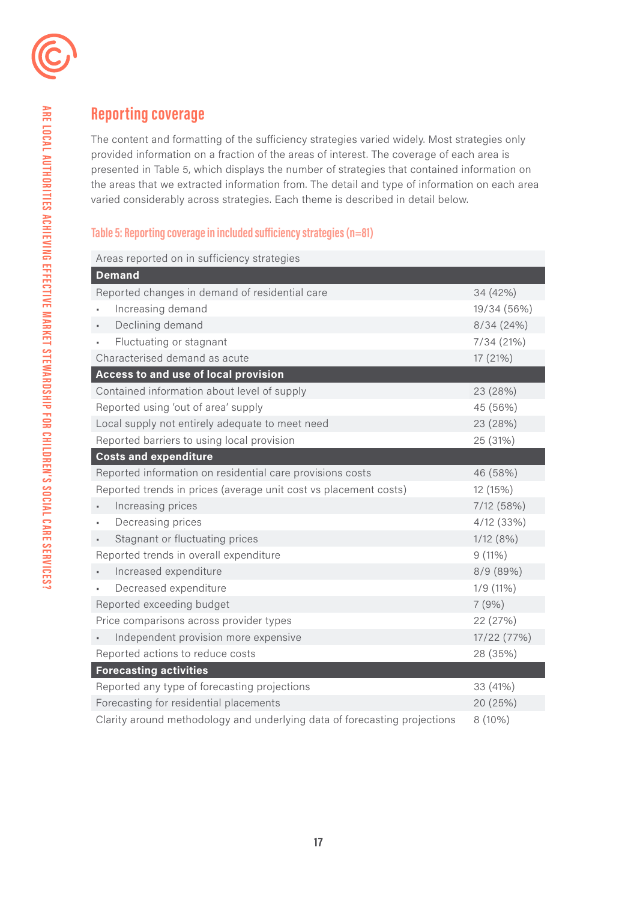## Reporting coverage

The content and formatting of the sufficiency strategies varied widely. Most strategies only provided information on a fraction of the areas of interest. The coverage of each area is presented in Table 5, which displays the number of strategies that contained information on the areas that we extracted information from. The detail and type of information on each area varied considerably across strategies. Each theme is described in detail below.

### Table 5: Reporting coverage in included sufficiency strategies (n=81)

| Areas reported on in sufficiency strategies | |
|---|---|
| **Demand** | |
| Reported changes in demand of residential care | 34 (42%) |
| ▪ Increasing demand | 19/34 (56%) |
| ▪ Declining demand | 8/34 (24%) |
| ▪ Fluctuating or stagnant | 7/34 (21%) |
| Characterised demand as acute | 17 (21%) |
| **Access to and use of local provision** | |
| Contained information about level of supply | 23 (28%) |
| Reported using 'out of area' supply | 45 (56%) |
| Local supply not entirely adequate to meet need | 23 (28%) |
| Reported barriers to using local provision | 25 (31%) |
| **Costs and expenditure** | |
| Reported information on residential care provisions costs | 46 (58%) |
| Reported trends in prices (average unit cost vs placement costs) | 12 (15%) |
| ▪ Increasing prices | 7/12 (58%) |
| ▪ Decreasing prices | 4/12 (33%) |
| ▪ Stagnant or fluctuating prices | 1/12 (8%) |
| Reported trends in overall expenditure | 9 (11%) |
| ▪ Increased expenditure | 8/9 (89%) |
| ▪ Decreased expenditure | 1/9 (11%) |
| Reported exceeding budget | 7 (9%) |
| Price comparisons across provider types | 22 (27%) |
| ▪ Independent provision more expensive | 17/22 (77%) |
| Reported actions to reduce costs | 28 (35%) |
| **Forecasting activities** | |
| Reported any type of forecasting projections | 33 (41%) |
| Forecasting for residential placements | 20 (25%) |
| Clarity around methodology and underlying data of forecasting projections | 8 (10%) |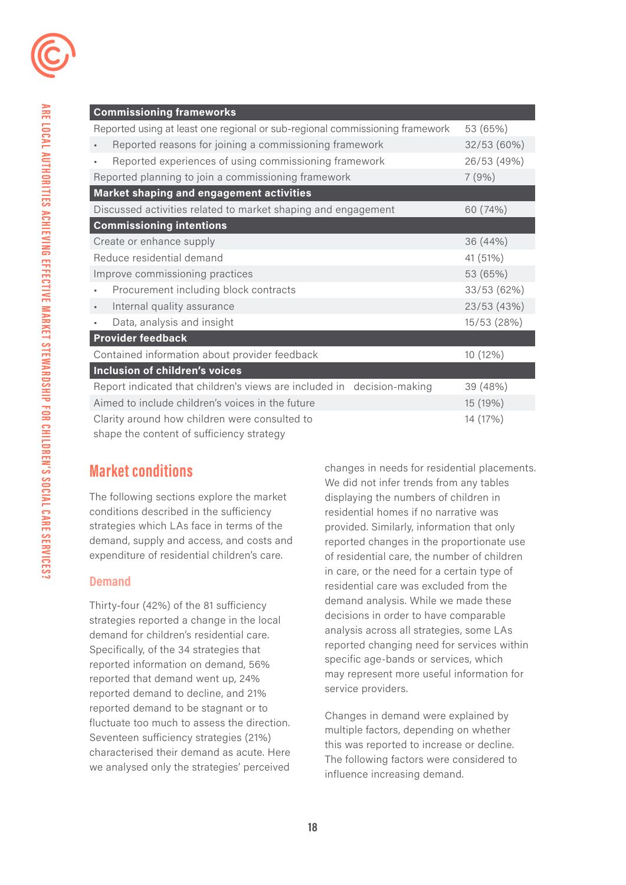| Commissioning frameworks | |
|---|---|
| Reported using at least one regional or sub-regional commissioning framework | 53 (65%) |
| ▪ Reported reasons for joining a commissioning framework | 32/53 (60%) |
| ▪ Reported experiences of using commissioning framework | 26/53 (49%) |
| Reported planning to join a commissioning framework | 7 (9%) |
| **Market shaping and engagement activities** | |
| Discussed activities related to market shaping and engagement | 60 (74%) |
| **Commissioning intentions** | |
| Create or enhance supply | 36 (44%) |
| Reduce residential demand | 41 (51%) |
| Improve commissioning practices | 53 (65%) |
| ▪ Procurement including block contracts | 33/53 (62%) |
| ▪ Internal quality assurance | 23/53 (43%) |
| ▪ Data, analysis and insight | 15/53 (28%) |
| **Provider feedback** | |
| Contained information about provider feedback | 10 (12%) |
| **Inclusion of children's voices** | |
| Report indicated that children's views are included in decision-making | 39 (48%) |
| Aimed to include children's voices in the future | 15 (19%) |
| Clarity around how children were consulted to shape the content of sufficiency strategy | 14 (17%) |

## Market conditions

The following sections explore the market conditions described in the sufficiency strategies which LAs face in terms of the demand, supply and access, and costs and expenditure of residential children's care.

### Demand

Thirty-four (42%) of the 81 sufficiency strategies reported a change in the local demand for children's residential care. Specifically, of the 34 strategies that reported information on demand, 56% reported that demand went up, 24% reported demand to decline, and 21% reported demand to be stagnant or to fluctuate too much to assess the direction. Seventeen sufficiency strategies (21%) characterised their demand as acute. Here we analysed only the strategies' perceived changes in needs for residential placements. We did not infer trends from any tables displaying the numbers of children in residential homes if no narrative was provided. Similarly, information that only reported changes in the proportionate use of residential care, the number of children in care, or the need for a certain type of residential care was excluded from the demand analysis. While we made these decisions in order to have comparable analysis across all strategies, some LAs reported changing need for services within specific age-bands or services, which may represent more useful information for service providers.

Changes in demand were explained by multiple factors, depending on whether this was reported to increase or decline. The following factors were considered to influence increasing demand.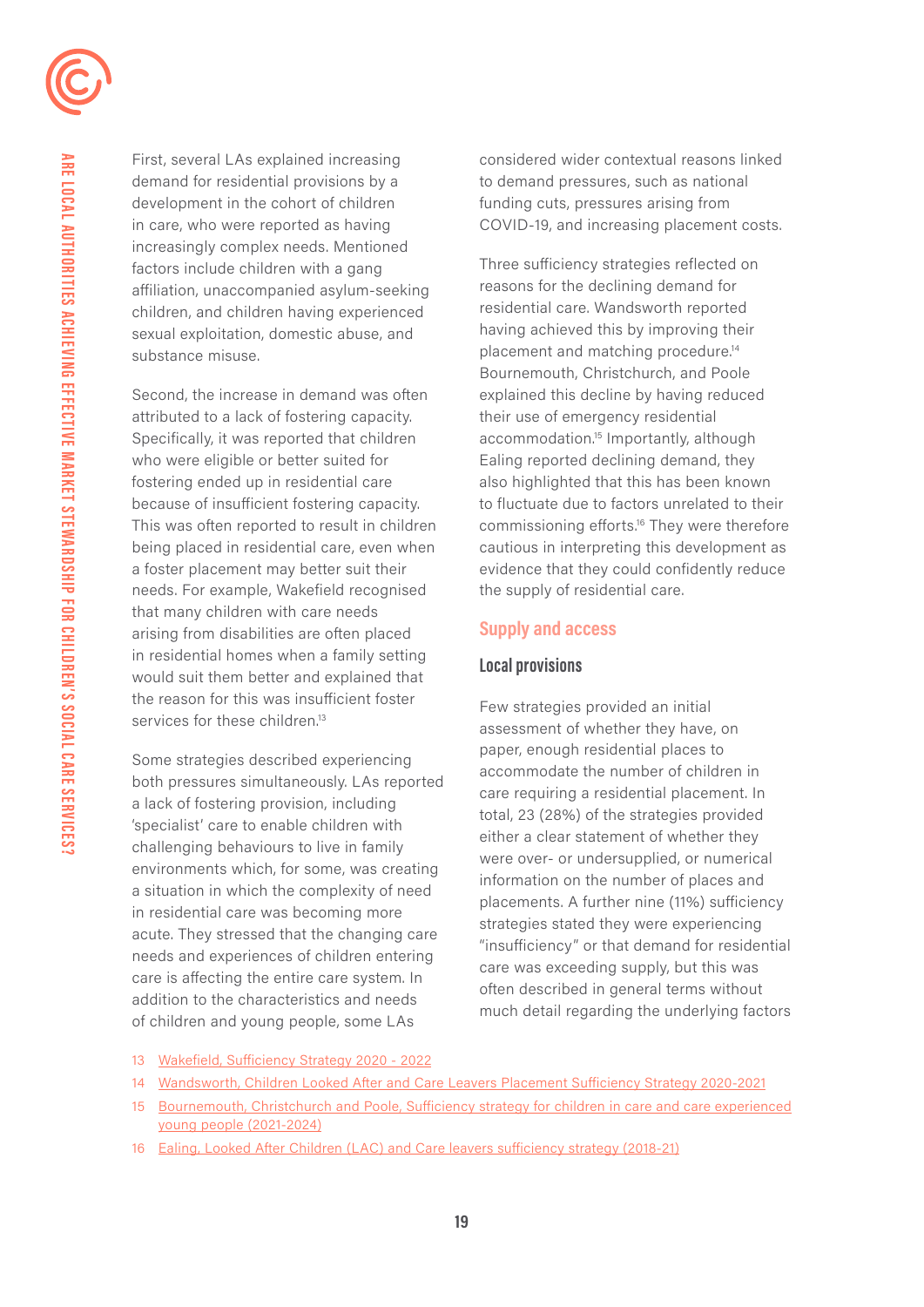First, several LAs explained increasing demand for residential provisions by a development in the cohort of children in care, who were reported as having increasingly complex needs. Mentioned factors include children with a gang affiliation, unaccompanied asylum-seeking children, and children having experienced sexual exploitation, domestic abuse, and substance misuse.

Second, the increase in demand was often attributed to a lack of fostering capacity. Specifically, it was reported that children who were eligible or better suited for fostering ended up in residential care because of insufficient fostering capacity. This was often reported to result in children being placed in residential care, even when a foster placement may better suit their needs. For example, Wakefield recognised that many children with care needs arising from disabilities are often placed in residential homes when a family setting would suit them better and explained that the reason for this was insufficient foster services for these children.[13]

Some strategies described experiencing both pressures simultaneously. LAs reported a lack of fostering provision, including 'specialist' care to enable children with challenging behaviours to live in family environments which, for some, was creating a situation in which the complexity of need in residential care was becoming more acute. They stressed that the changing care needs and experiences of children entering care is affecting the entire care system. In addition to the characteristics and needs of children and young people, some LAs considered wider contextual reasons linked to demand pressures, such as national funding cuts, pressures arising from COVID-19, and increasing placement costs.

Three sufficiency strategies reflected on reasons for the declining demand for residential care. Wandsworth reported having achieved this by improving their placement and matching procedure.[14] Bournemouth, Christchurch, and Poole explained this decline by having reduced their use of emergency residential accommodation.[15] Importantly, although Ealing reported declining demand, they also highlighted that this has been known to fluctuate due to factors unrelated to their commissioning efforts.[16] They were therefore cautious in interpreting this development as evidence that they could confidently reduce the supply of residential care.

## Supply and access

### Local provisions

Few strategies provided an initial assessment of whether they have, on paper, enough residential places to accommodate the number of children in care requiring a residential placement. In total, 23 (28%) of the strategies provided either a clear statement of whether they were over- or undersupplied, or numerical information on the number of places and placements. A further nine (11%) sufficiency strategies stated they were experiencing "insufficiency" or that demand for residential care was exceeding supply, but this was often described in general terms without much detail regarding the underlying factors

13 Wakefield, Sufficiency Strategy 2020 - 2022

14 Wandsworth, Children Looked After and Care Leavers Placement Sufficiency Strategy 2020-2021

15 Bournemouth, Christchurch and Poole, Sufficiency strategy for children in care and care experienced young people (2021-2024)

16 Ealing, Looked After Children (LAC) and Care leavers sufficiency strategy (2018-21)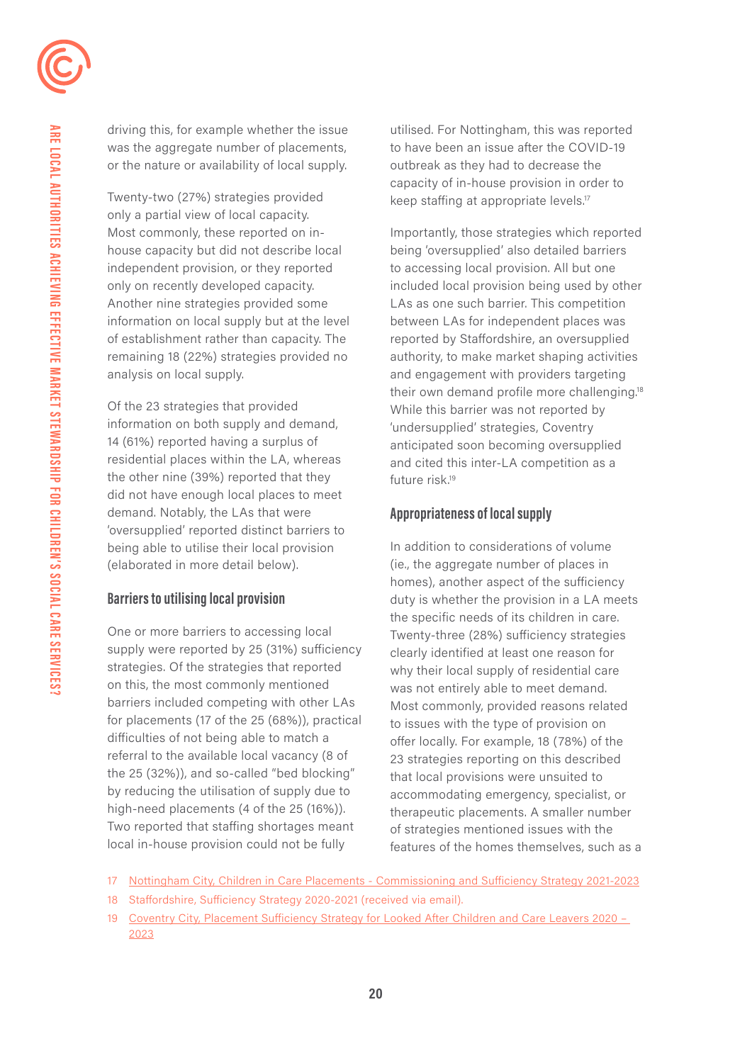driving this, for example whether the issue was the aggregate number of placements, or the nature or availability of local supply.

Twenty-two (27%) strategies provided only a partial view of local capacity. Most commonly, these reported on in-house capacity but did not describe local independent provision, or they reported only on recently developed capacity. Another nine strategies provided some information on local supply but at the level of establishment rather than capacity. The remaining 18 (22%) strategies provided no analysis on local supply.

Of the 23 strategies that provided information on both supply and demand, 14 (61%) reported having a surplus of residential places within the LA, whereas the other nine (39%) reported that they did not have enough local places to meet demand. Notably, the LAs that were 'oversupplied' reported distinct barriers to being able to utilise their local provision (elaborated in more detail below).

### Barriers to utilising local provision

One or more barriers to accessing local supply were reported by 25 (31%) sufficiency strategies. Of the strategies that reported on this, the most commonly mentioned barriers included competing with other LAs for placements (17 of the 25 (68%)), practical difficulties of not being able to match a referral to the available local vacancy (8 of the 25 (32%)), and so-called "bed blocking" by reducing the utilisation of supply due to high-need placements (4 of the 25 (16%)). Two reported that staffing shortages meant local in-house provision could not be fully utilised. For Nottingham, this was reported to have been an issue after the COVID-19 outbreak as they had to decrease the capacity of in-house provision in order to keep staffing at appropriate levels.[17]

Importantly, those strategies which reported being 'oversupplied' also detailed barriers to accessing local provision. All but one included local provision being used by other LAs as one such barrier. This competition between LAs for independent places was reported by Staffordshire, an oversupplied authority, to make market shaping activities and engagement with providers targeting their own demand profile more challenging.[18] While this barrier was not reported by 'undersupplied' strategies, Coventry anticipated soon becoming oversupplied and cited this inter-LA competition as a future risk.[19]

### Appropriateness of local supply

In addition to considerations of volume (ie., the aggregate number of places in homes), another aspect of the sufficiency duty is whether the provision in a LA meets the specific needs of its children in care. Twenty-three (28%) sufficiency strategies clearly identified at least one reason for why their local supply of residential care was not entirely able to meet demand. Most commonly, provided reasons related to issues with the type of provision on offer locally. For example, 18 (78%) of the 23 strategies reporting on this described that local provisions were unsuited to accommodating emergency, specialist, or therapeutic placements. A smaller number of strategies mentioned issues with the features of the homes themselves, such as a

---

17 Nottingham City, Children in Care Placements - Commissioning and Sufficiency Strategy 2021-2023

18 Staffordshire, Sufficiency Strategy 2020-2021 (received via email).

19 Coventry City, Placement Sufficiency Strategy for Looked After Children and Care Leavers 2020 – 2023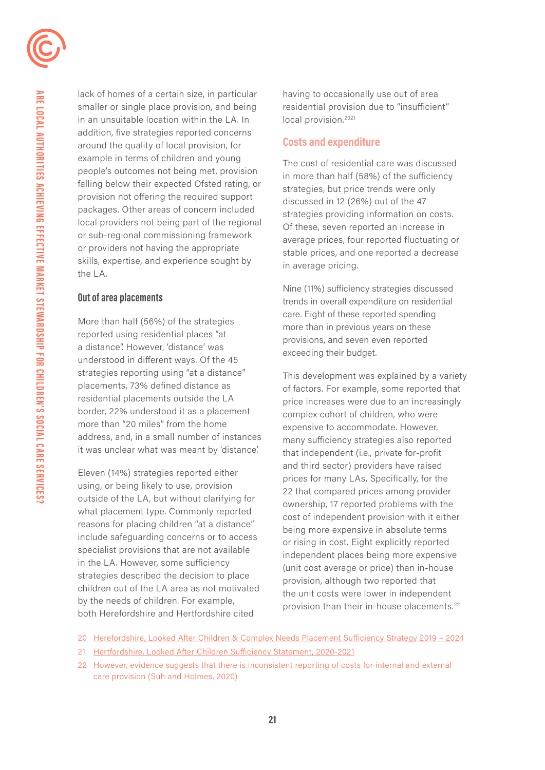lack of homes of a certain size, in particular smaller or single place provision, and being in an unsuitable location within the LA. In addition, five strategies reported concerns around the quality of local provision, for example in terms of children and young people's outcomes not being met, provision falling below their expected Ofsted rating, or provision not offering the required support packages. Other areas of concern included local providers not being part of the regional or sub-regional commissioning framework or providers not having the appropriate skills, expertise, and experience sought by the LA.

### Out of area placements

More than half (56%) of the strategies reported using residential places "at a distance". However, 'distance' was understood in different ways. Of the 45 strategies reporting using "at a distance" placements, 73% defined distance as residential placements outside the LA border, 22% understood it as a placement more than "20 miles" from the home address, and, in a small number of instances it was unclear what was meant by 'distance'.

Eleven (14%) strategies reported either using, or being likely to use, provision outside of the LA, but without clarifying for what placement type. Commonly reported reasons for placing children "at a distance" include safeguarding concerns or to access specialist provisions that are not available in the LA. However, some sufficiency strategies described the decision to place children out of the LA area as not motivated by the needs of children. For example, both Herefordshire and Hertfordshire cited having to occasionally use out of area residential provision due to "insufficient" local provision.[20][21]

### Costs and expenditure

The cost of residential care was discussed in more than half (58%) of the sufficiency strategies, but price trends were only discussed in 12 (26%) out of the 47 strategies providing information on costs. Of these, seven reported an increase in average prices, four reported fluctuating or stable prices, and one reported a decrease in average pricing.

Nine (11%) sufficiency strategies discussed trends in overall expenditure on residential care. Eight of these reported spending more than in previous years on these provisions, and seven even reported exceeding their budget.

This development was explained by a variety of factors. For example, some reported that price increases were due to an increasingly complex cohort of children, who were expensive to accommodate. However, many sufficiency strategies also reported that independent (i.e., private for-profit and third sector) providers have raised prices for many LAs. Specifically, for the 22 that compared prices among provider ownership, 17 reported problems with the cost of independent provision with it either being more expensive in absolute terms or rising in cost. Eight explicitly reported independent places being more expensive (unit cost average or price) than in-house provision, although two reported that the unit costs were lower in independent provision than their in-house placements.[22]

20 Herefordshire, Looked After Children & Complex Needs Placement Sufficiency Strategy 2019 – 2024

21 Hertfordshire, Looked After Children Sufficiency Statement, 2020-2021

22 However, evidence suggests that there is inconsistent reporting of costs for internal and external care provision (Suh and Holmes, 2020)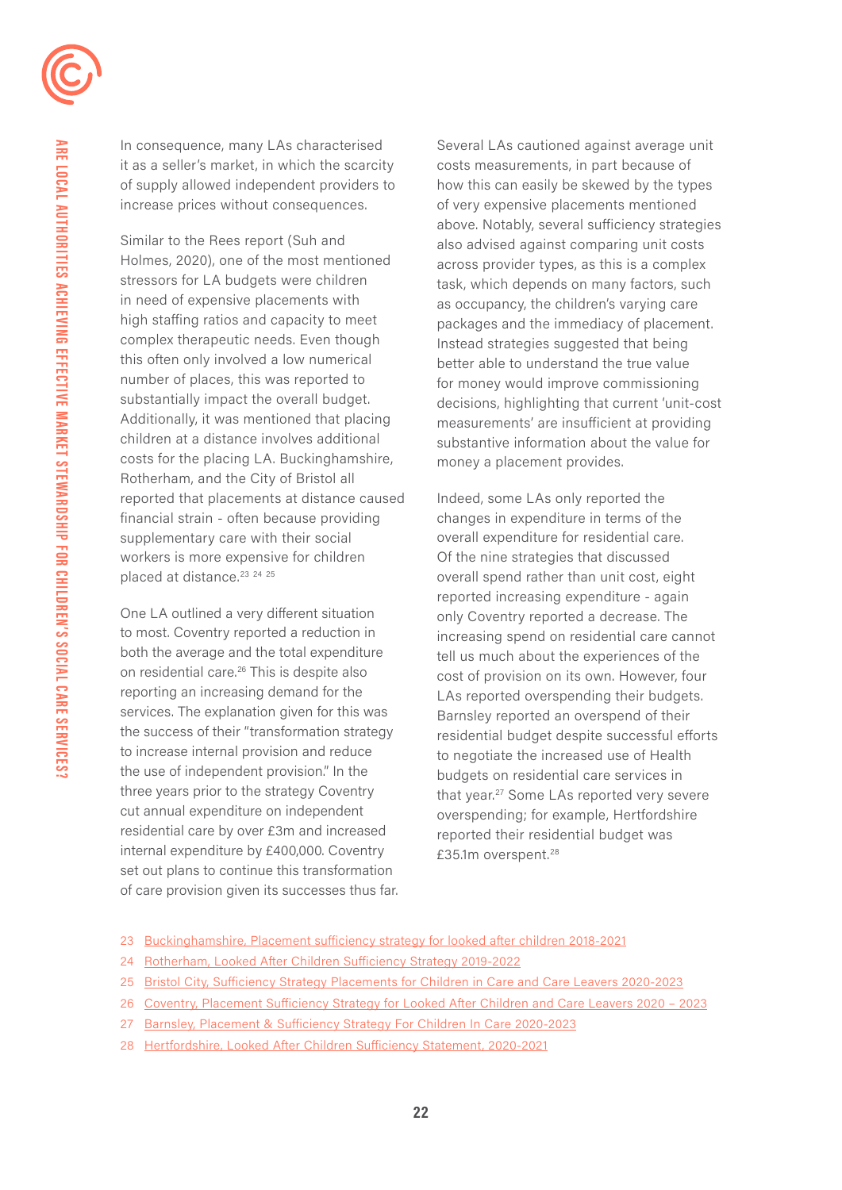In consequence, many LAs characterised it as a seller's market, in which the scarcity of supply allowed independent providers to increase prices without consequences.

Similar to the Rees report (Suh and Holmes, 2020), one of the most mentioned stressors for LA budgets were children in need of expensive placements with high staffing ratios and capacity to meet complex therapeutic needs. Even though this often only involved a low numerical number of places, this was reported to substantially impact the overall budget. Additionally, it was mentioned that placing children at a distance involves additional costs for the placing LA. Buckinghamshire, Rotherham, and the City of Bristol all reported that placements at distance caused financial strain - often because providing supplementary care with their social workers is more expensive for children placed at distance.[23 24 25]

One LA outlined a very different situation to most. Coventry reported a reduction in both the average and the total expenditure on residential care.[26] This is despite also reporting an increasing demand for the services. The explanation given for this was the success of their "transformation strategy to increase internal provision and reduce the use of independent provision." In the three years prior to the strategy Coventry cut annual expenditure on independent residential care by over £3m and increased internal expenditure by £400,000. Coventry set out plans to continue this transformation of care provision given its successes thus far.

Several LAs cautioned against average unit costs measurements, in part because of how this can easily be skewed by the types of very expensive placements mentioned above. Notably, several sufficiency strategies also advised against comparing unit costs across provider types, as this is a complex task, which depends on many factors, such as occupancy, the children's varying care packages and the immediacy of placement. Instead strategies suggested that being better able to understand the true value for money would improve commissioning decisions, highlighting that current 'unit-cost measurements' are insufficient at providing substantive information about the value for money a placement provides.

Indeed, some LAs only reported the changes in expenditure in terms of the overall expenditure for residential care. Of the nine strategies that discussed overall spend rather than unit cost, eight reported increasing expenditure - again only Coventry reported a decrease. The increasing spend on residential care cannot tell us much about the experiences of the cost of provision on its own. However, four LAs reported overspending their budgets. Barnsley reported an overspend of their residential budget despite successful efforts to negotiate the increased use of Health budgets on residential care services in that year.[27] Some LAs reported very severe overspending; for example, Hertfordshire reported their residential budget was £35.1m overspent.[28]

23 Buckinghamshire, Placement sufficiency strategy for looked after children 2018-2021

24 Rotherham, Looked After Children Sufficiency Strategy 2019-2022

25 Bristol City, Sufficiency Strategy Placements for Children in Care and Care Leavers 2020-2023

26 Coventry, Placement Sufficiency Strategy for Looked After Children and Care Leavers 2020 – 2023

27 Barnsley, Placement & Sufficiency Strategy For Children In Care 2020-2023

28 Hertfordshire, Looked After Children Sufficiency Statement, 2020-2021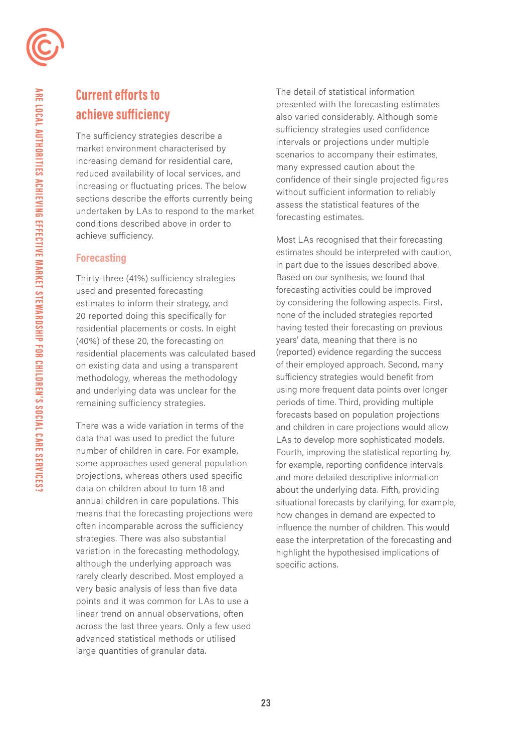## Current efforts to achieve sufficiency

The sufficiency strategies describe a market environment characterised by increasing demand for residential care, reduced availability of local services, and increasing or fluctuating prices. The below sections describe the efforts currently being undertaken by LAs to respond to the market conditions described above in order to achieve sufficiency.

### Forecasting

Thirty-three (41%) sufficiency strategies used and presented forecasting estimates to inform their strategy, and 20 reported doing this specifically for residential placements or costs. In eight (40%) of these 20, the forecasting on residential placements was calculated based on existing data and using a transparent methodology, whereas the methodology and underlying data was unclear for the remaining sufficiency strategies.

There was a wide variation in terms of the data that was used to predict the future number of children in care. For example, some approaches used general population projections, whereas others used specific data on children about to turn 18 and annual children in care populations. This means that the forecasting projections were often incomparable across the sufficiency strategies. There was also substantial variation in the forecasting methodology, although the underlying approach was rarely clearly described. Most employed a very basic analysis of less than five data points and it was common for LAs to use a linear trend on annual observations, often across the last three years. Only a few used advanced statistical methods or utilised large quantities of granular data.

The detail of statistical information presented with the forecasting estimates also varied considerably. Although some sufficiency strategies used confidence intervals or projections under multiple scenarios to accompany their estimates, many expressed caution about the confidence of their single projected figures without sufficient information to reliably assess the statistical features of the forecasting estimates.

Most LAs recognised that their forecasting estimates should be interpreted with caution, in part due to the issues described above. Based on our synthesis, we found that forecasting activities could be improved by considering the following aspects. First, none of the included strategies reported having tested their forecasting on previous years' data, meaning that there is no (reported) evidence regarding the success of their employed approach. Second, many sufficiency strategies would benefit from using more frequent data points over longer periods of time. Third, providing multiple forecasts based on population projections and children in care projections would allow LAs to develop more sophisticated models. Fourth, improving the statistical reporting by, for example, reporting confidence intervals and more detailed descriptive information about the underlying data. Fifth, providing situational forecasts by clarifying, for example, how changes in demand are expected to influence the number of children. This would ease the interpretation of the forecasting and highlight the hypothesised implications of specific actions.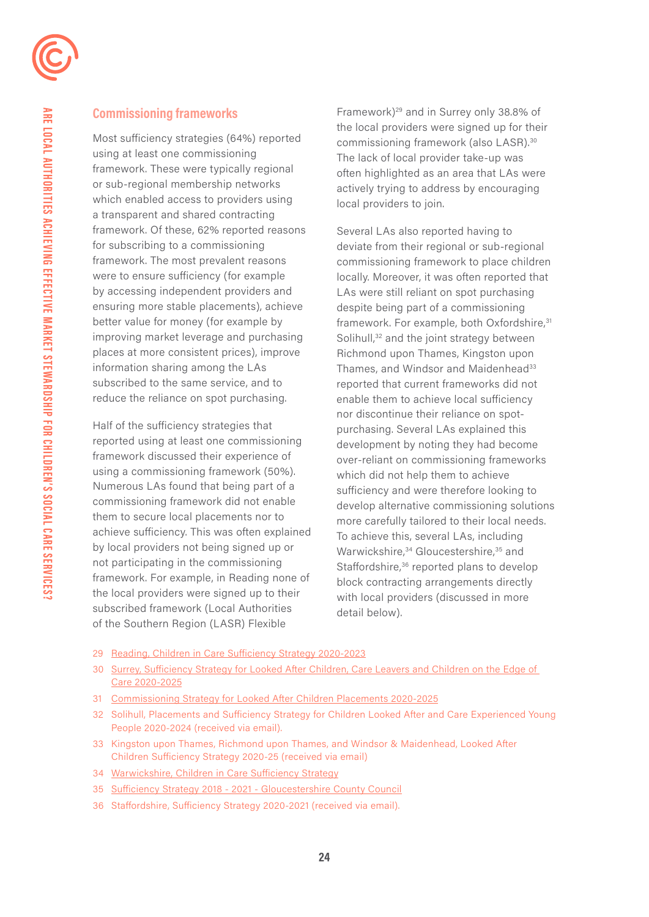## Commissioning frameworks

Most sufficiency strategies (64%) reported using at least one commissioning framework. These were typically regional or sub-regional membership networks which enabled access to providers using a transparent and shared contracting framework. Of these, 62% reported reasons for subscribing to a commissioning framework. The most prevalent reasons were to ensure sufficiency (for example by accessing independent providers and ensuring more stable placements), achieve better value for money (for example by improving market leverage and purchasing places at more consistent prices), improve information sharing among the LAs subscribed to the same service, and to reduce the reliance on spot purchasing.

Half of the sufficiency strategies that reported using at least one commissioning framework discussed their experience of using a commissioning framework (50%). Numerous LAs found that being part of a commissioning framework did not enable them to secure local placements nor to achieve sufficiency. This was often explained by local providers not being signed up or not participating in the commissioning framework. For example, in Reading none of the local providers were signed up to their subscribed framework (Local Authorities of the Southern Region (LASR) Flexible Framework)[29] and in Surrey only 38.8% of the local providers were signed up for their commissioning framework (also LASR).[30] The lack of local provider take-up was often highlighted as an area that LAs were actively trying to address by encouraging local providers to join.

Several LAs also reported having to deviate from their regional or sub-regional commissioning framework to place children locally. Moreover, it was often reported that LAs were still reliant on spot purchasing despite being part of a commissioning framework. For example, both Oxfordshire,[31] Solihull,[32] and the joint strategy between Richmond upon Thames, Kingston upon Thames, and Windsor and Maidenhead[33] reported that current frameworks did not enable them to achieve local sufficiency nor discontinue their reliance on spot-purchasing. Several LAs explained this development by noting they had become over-reliant on commissioning frameworks which did not help them to achieve sufficiency and were therefore looking to develop alternative commissioning solutions more carefully tailored to their local needs. To achieve this, several LAs, including Warwickshire,[34] Gloucestershire,[35] and Staffordshire,[36] reported plans to develop block contracting arrangements directly with local providers (discussed in more detail below).

29 Reading, Children in Care Sufficiency Strategy 2020-2023
30 Surrey, Sufficiency Strategy for Looked After Children, Care Leavers and Children on the Edge of Care 2020-2025
31 Commissioning Strategy for Looked After Children Placements 2020-2025
32 Solihull, Placements and Sufficiency Strategy for Children Looked After and Care Experienced Young People 2020-2024 (received via email).
33 Kingston upon Thames, Richmond upon Thames, and Windsor & Maidenhead, Looked After Children Sufficiency Strategy 2020-25 (received via email)
34 Warwickshire, Children in Care Sufficiency Strategy
35 Sufficiency Strategy 2018 - 2021 - Gloucestershire County Council
36 Staffordshire, Sufficiency Strategy 2020-2021 (received via email).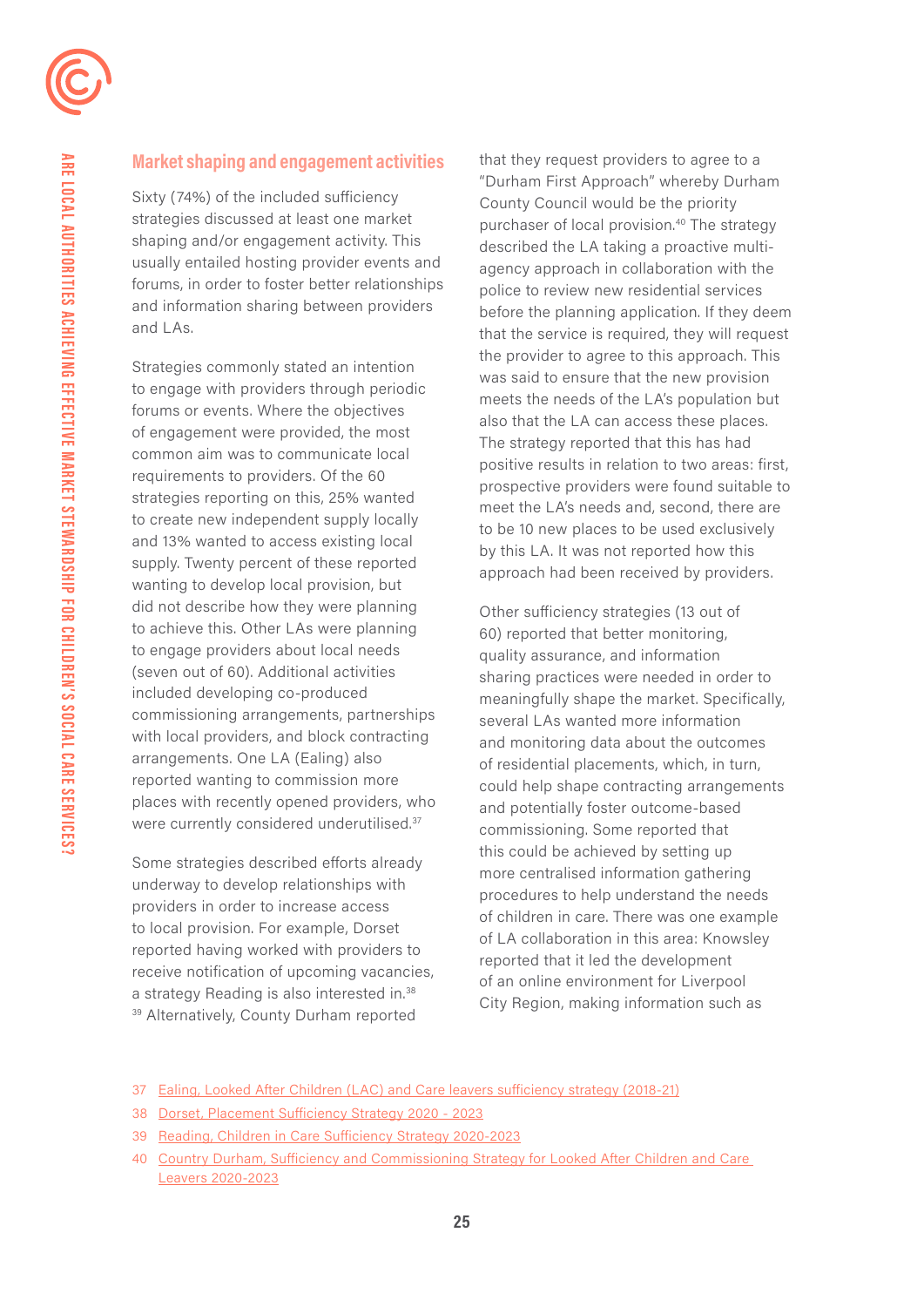## Market shaping and engagement activities

Sixty (74%) of the included sufficiency strategies discussed at least one market shaping and/or engagement activity. This usually entailed hosting provider events and forums, in order to foster better relationships and information sharing between providers and LAs.

Strategies commonly stated an intention to engage with providers through periodic forums or events. Where the objectives of engagement were provided, the most common aim was to communicate local requirements to providers. Of the 60 strategies reporting on this, 25% wanted to create new independent supply locally and 13% wanted to access existing local supply. Twenty percent of these reported wanting to develop local provision, but did not describe how they were planning to achieve this. Other LAs were planning to engage providers about local needs (seven out of 60). Additional activities included developing co-produced commissioning arrangements, partnerships with local providers, and block contracting arrangements. One LA (Ealing) also reported wanting to commission more places with recently opened providers, who were currently considered underutilised.[37]

Some strategies described efforts already underway to develop relationships with providers in order to increase access to local provision. For example, Dorset reported having worked with providers to receive notification of upcoming vacancies, a strategy Reading is also interested in.[38] [39] Alternatively, County Durham reported that they request providers to agree to a "Durham First Approach" whereby Durham County Council would be the priority purchaser of local provision.[40] The strategy described the LA taking a proactive multi-agency approach in collaboration with the police to review new residential services before the planning application. If they deem that the service is required, they will request the provider to agree to this approach. This was said to ensure that the new provision meets the needs of the LA's population but also that the LA can access these places. The strategy reported that this has had positive results in relation to two areas: first, prospective providers were found suitable to meet the LA's needs and, second, there are to be 10 new places to be used exclusively by this LA. It was not reported how this approach had been received by providers.

Other sufficiency strategies (13 out of 60) reported that better monitoring, quality assurance, and information sharing practices were needed in order to meaningfully shape the market. Specifically, several LAs wanted more information and monitoring data about the outcomes of residential placements, which, in turn, could help shape contracting arrangements and potentially foster outcome-based commissioning. Some reported that this could be achieved by setting up more centralised information gathering procedures to help understand the needs of children in care. There was one example of LA collaboration in this area: Knowsley reported that it led the development of an online environment for Liverpool City Region, making information such as

37 Ealing, Looked After Children (LAC) and Care leavers sufficiency strategy (2018-21)

38 Dorset, Placement Sufficiency Strategy 2020 - 2023

39 Reading, Children in Care Sufficiency Strategy 2020-2023

40 Country Durham, Sufficiency and Commissioning Strategy for Looked After Children and Care Leavers 2020-2023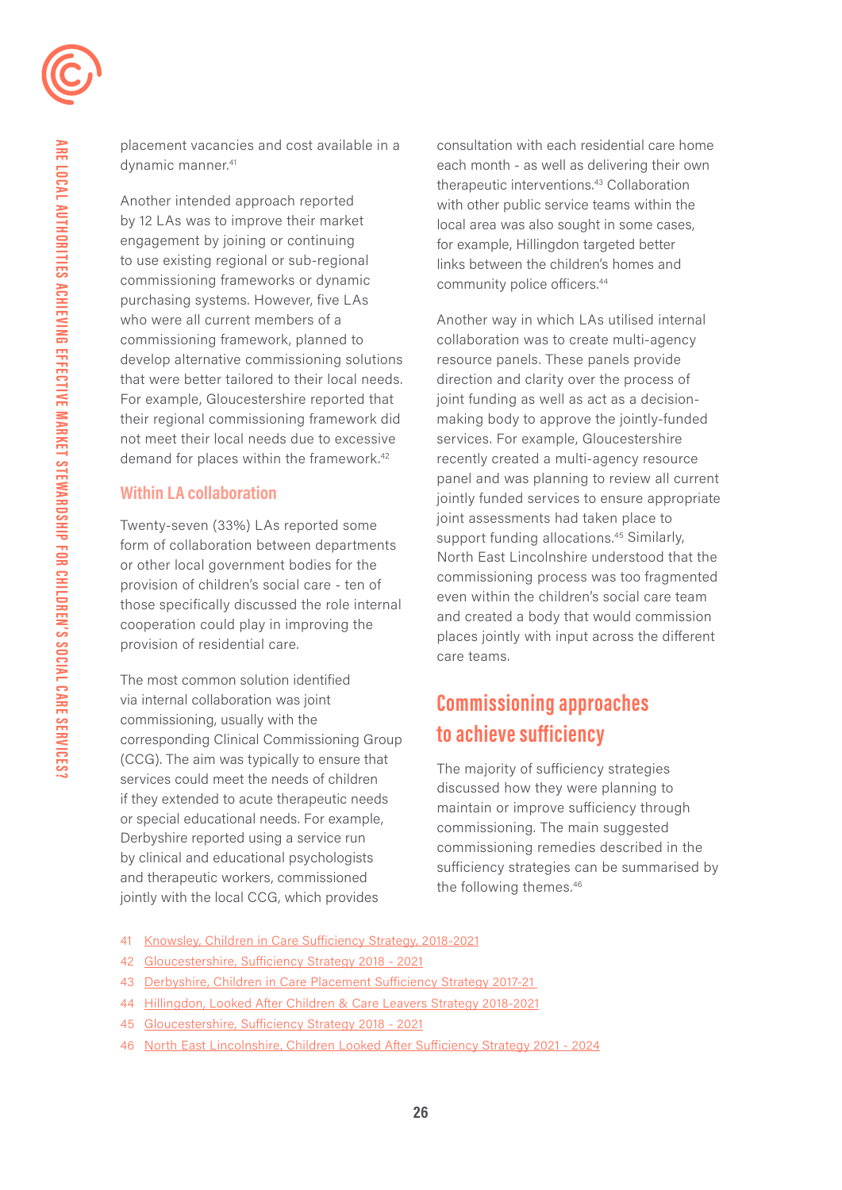placement vacancies and cost available in a dynamic manner.[41]

Another intended approach reported by 12 LAs was to improve their market engagement by joining or continuing to use existing regional or sub-regional commissioning frameworks or dynamic purchasing systems. However, five LAs who were all current members of a commissioning framework, planned to develop alternative commissioning solutions that were better tailored to their local needs. For example, Gloucestershire reported that their regional commissioning framework did not meet their local needs due to excessive demand for places within the framework.[42]

### Within LA collaboration

Twenty-seven (33%) LAs reported some form of collaboration between departments or other local government bodies for the provision of children's social care - ten of those specifically discussed the role internal cooperation could play in improving the provision of residential care.

The most common solution identified via internal collaboration was joint commissioning, usually with the corresponding Clinical Commissioning Group (CCG). The aim was typically to ensure that services could meet the needs of children if they extended to acute therapeutic needs or special educational needs. For example, Derbyshire reported using a service run by clinical and educational psychologists and therapeutic workers, commissioned jointly with the local CCG, which provides consultation with each residential care home each month - as well as delivering their own therapeutic interventions.[43] Collaboration with other public service teams within the local area was also sought in some cases, for example, Hillingdon targeted better links between the children's homes and community police officers.[44]

Another way in which LAs utilised internal collaboration was to create multi-agency resource panels. These panels provide direction and clarity over the process of joint funding as well as act as a decision-making body to approve the jointly-funded services. For example, Gloucestershire recently created a multi-agency resource panel and was planning to review all current jointly funded services to ensure appropriate joint assessments had taken place to support funding allocations.[45] Similarly, North East Lincolnshire understood that the commissioning process was too fragmented even within the children's social care team and created a body that would commission places jointly with input across the different care teams.

## Commissioning approaches to achieve sufficiency

The majority of sufficiency strategies discussed how they were planning to maintain or improve sufficiency through commissioning. The main suggested commissioning remedies described in the sufficiency strategies can be summarised by the following themes.[46]

41 Knowsley, Children in Care Sufficiency Strategy, 2018-2021
42 Gloucestershire, Sufficiency Strategy 2018 - 2021
43 Derbyshire, Children in Care Placement Sufficiency Strategy 2017-21
44 Hillingdon, Looked After Children & Care Leavers Strategy 2018-2021
45 Gloucestershire, Sufficiency Strategy 2018 - 2021
46 North East Lincolnshire, Children Looked After Sufficiency Strategy 2021 - 2024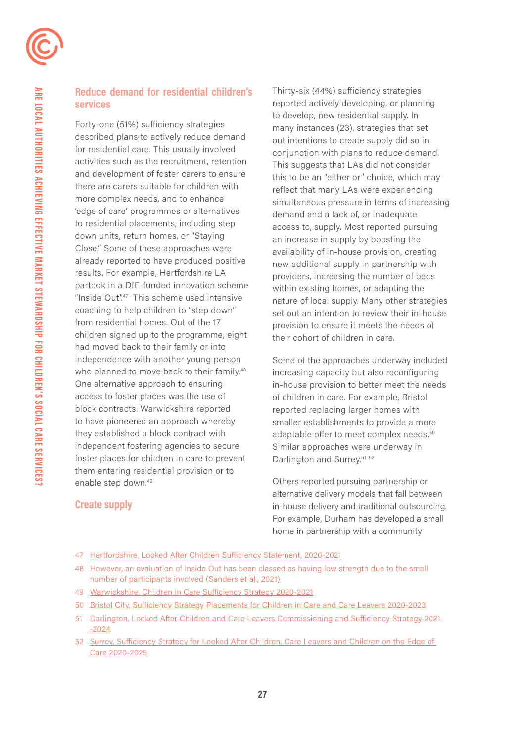## Reduce demand for residential children's services

Forty-one (51%) sufficiency strategies described plans to actively reduce demand for residential care. This usually involved activities such as the recruitment, retention and development of foster carers to ensure there are carers suitable for children with more complex needs, and to enhance 'edge of care' programmes or alternatives to residential placements, including step down units, return homes, or "Staying Close." Some of these approaches were already reported to have produced positive results. For example, Hertfordshire LA partook in a DfE-funded innovation scheme "Inside Out".[47] This scheme used intensive coaching to help children to "step down" from residential homes. Out of the 17 children signed up to the programme, eight had moved back to their family or into independence with another young person who planned to move back to their family.[48] One alternative approach to ensuring access to foster places was the use of block contracts. Warwickshire reported to have pioneered an approach whereby they established a block contract with independent fostering agencies to secure foster places for children in care to prevent them entering residential provision or to enable step down.[49]

## Create supply

Thirty-six (44%) sufficiency strategies reported actively developing, or planning to develop, new residential supply. In many instances (23), strategies that set out intentions to create supply did so in conjunction with plans to reduce demand. This suggests that LAs did not consider this to be an "either or" choice, which may reflect that many LAs were experiencing simultaneous pressure in terms of increasing demand and a lack of, or inadequate access to, supply. Most reported pursuing an increase in supply by boosting the availability of in-house provision, creating new additional supply in partnership with providers, increasing the number of beds within existing homes, or adapting the nature of local supply. Many other strategies set out an intention to review their in-house provision to ensure it meets the needs of their cohort of children in care.

Some of the approaches underway included increasing capacity but also reconfiguring in-house provision to better meet the needs of children in care. For example, Bristol reported replacing larger homes with smaller establishments to provide a more adaptable offer to meet complex needs.[50] Similar approaches were underway in Darlington and Surrey.[51] [52]

Others reported pursuing partnership or alternative delivery models that fall between in-house delivery and traditional outsourcing. For example, Durham has developed a small home in partnership with a community

47 Hertfordshire, Looked After Children Sufficiency Statement, 2020-2021

48 However, an evaluation of Inside Out has been classed as having low strength due to the small number of participants involved (Sanders et al., 2021).

49 Warwickshire, Children in Care Sufficiency Strategy 2020-2021

50 Bristol City, Sufficiency Strategy Placements for Children in Care and Care Leavers 2020-2023

51 Darlington, Looked After Children and Care Leavers Commissioning and Sufficiency Strategy 2021 -2024

52 Surrey, Sufficiency Strategy for Looked After Children, Care Leavers and Children on the Edge of Care 2020-2025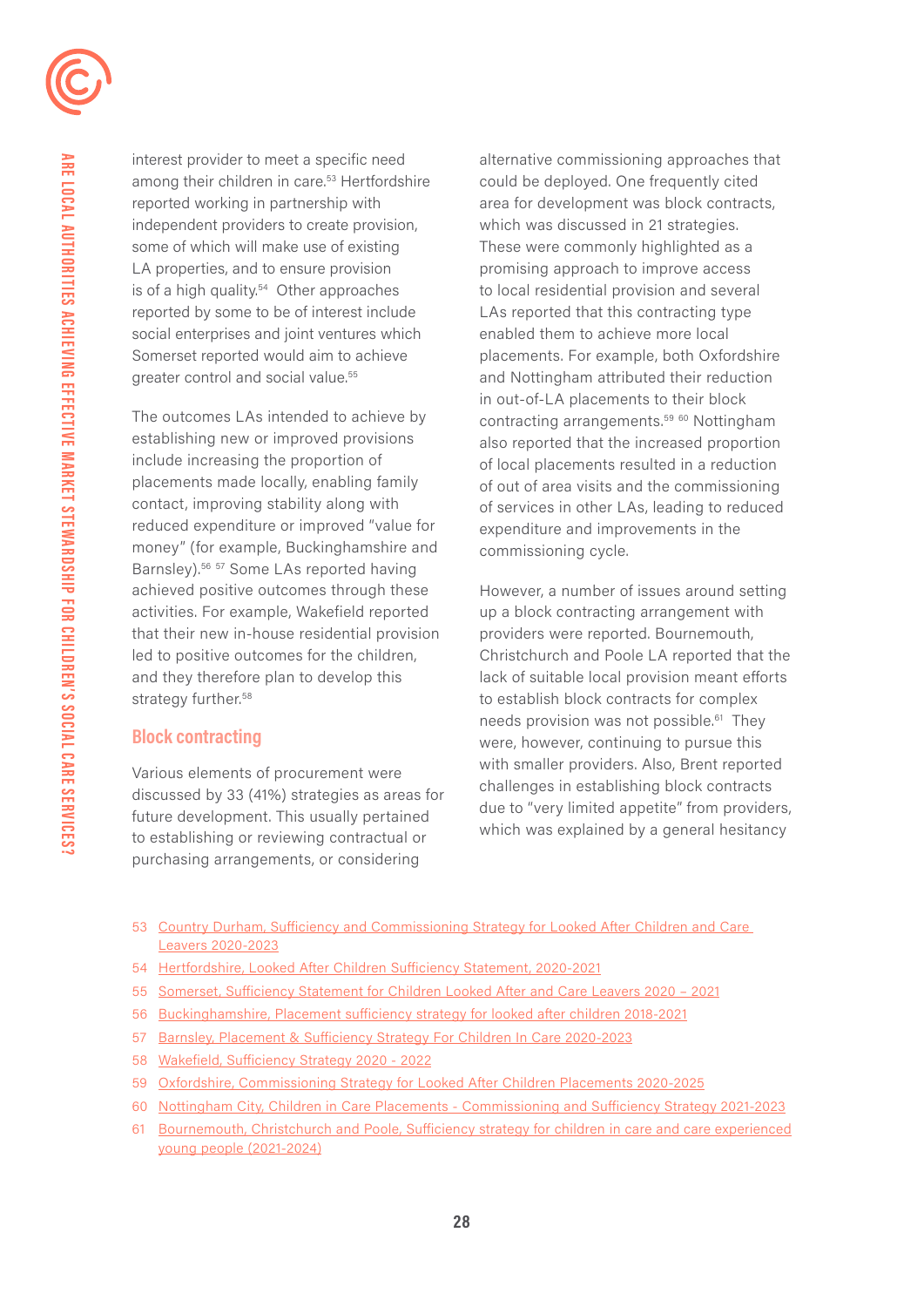interest provider to meet a specific need among their children in care.[53] Hertfordshire reported working in partnership with independent providers to create provision, some of which will make use of existing LA properties, and to ensure provision is of a high quality.[54] Other approaches reported by some to be of interest include social enterprises and joint ventures which Somerset reported would aim to achieve greater control and social value.[55]

The outcomes LAs intended to achieve by establishing new or improved provisions include increasing the proportion of placements made locally, enabling family contact, improving stability along with reduced expenditure or improved "value for money" (for example, Buckinghamshire and Barnsley).[56] [57] Some LAs reported having achieved positive outcomes through these activities. For example, Wakefield reported that their new in-house residential provision led to positive outcomes for the children, and they therefore plan to develop this strategy further.[58]

## Block contracting

Various elements of procurement were discussed by 33 (41%) strategies as areas for future development. This usually pertained to establishing or reviewing contractual or purchasing arrangements, or considering alternative commissioning approaches that could be deployed. One frequently cited area for development was block contracts, which was discussed in 21 strategies. These were commonly highlighted as a promising approach to improve access to local residential provision and several LAs reported that this contracting type enabled them to achieve more local placements. For example, both Oxfordshire and Nottingham attributed their reduction in out-of-LA placements to their block contracting arrangements.[59] [60] Nottingham also reported that the increased proportion of local placements resulted in a reduction of out of area visits and the commissioning of services in other LAs, leading to reduced expenditure and improvements in the commissioning cycle.

However, a number of issues around setting up a block contracting arrangement with providers were reported. Bournemouth, Christchurch and Poole LA reported that the lack of suitable local provision meant efforts to establish block contracts for complex needs provision was not possible.[61] They were, however, continuing to pursue this with smaller providers. Also, Brent reported challenges in establishing block contracts due to "very limited appetite" from providers, which was explained by a general hesitancy

53 Country Durham, Sufficiency and Commissioning Strategy for Looked After Children and Care Leavers 2020-2023

54 Hertfordshire, Looked After Children Sufficiency Statement, 2020-2021

55 Somerset, Sufficiency Statement for Children Looked After and Care Leavers 2020 – 2021

56 Buckinghamshire, Placement sufficiency strategy for looked after children 2018-2021

57 Barnsley, Placement & Sufficiency Strategy For Children In Care 2020-2023

58 Wakefield, Sufficiency Strategy 2020 - 2022

59 Oxfordshire, Commissioning Strategy for Looked After Children Placements 2020-2025

60 Nottingham City, Children in Care Placements - Commissioning and Sufficiency Strategy 2021-2023

61 Bournemouth, Christchurch and Poole, Sufficiency strategy for children in care and care experienced young people (2021-2024)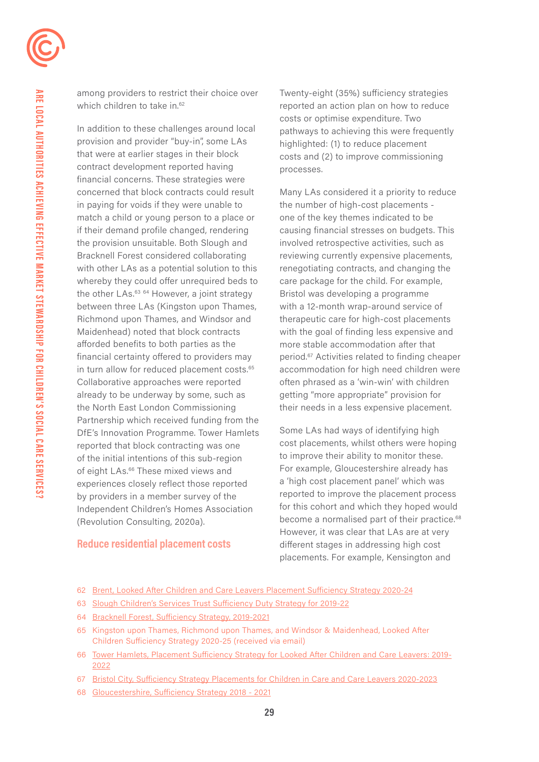among providers to restrict their choice over which children to take in.[62]

In addition to these challenges around local provision and provider "buy-in", some LAs that were at earlier stages in their block contract development reported having financial concerns. These strategies were concerned that block contracts could result in paying for voids if they were unable to match a child or young person to a place or if their demand profile changed, rendering the provision unsuitable. Both Slough and Bracknell Forest considered collaborating with other LAs as a potential solution to this whereby they could offer unrequired beds to the other LAs.[63] [64] However, a joint strategy between three LAs (Kingston upon Thames, Richmond upon Thames, and Windsor and Maidenhead) noted that block contracts afforded benefits to both parties as the financial certainty offered to providers may in turn allow for reduced placement costs.[65] Collaborative approaches were reported already to be underway by some, such as the North East London Commissioning Partnership which received funding from the DfE's Innovation Programme. Tower Hamlets reported that block contracting was one of the initial intentions of this sub-region of eight LAs.[66] These mixed views and experiences closely reflect those reported by providers in a member survey of the Independent Children's Homes Association (Revolution Consulting, 2020a).

### Reduce residential placement costs

Twenty-eight (35%) sufficiency strategies reported an action plan on how to reduce costs or optimise expenditure. Two pathways to achieving this were frequently highlighted: (1) to reduce placement costs and (2) to improve commissioning processes.

Many LAs considered it a priority to reduce the number of high-cost placements - one of the key themes indicated to be causing financial stresses on budgets. This involved retrospective activities, such as reviewing currently expensive placements, renegotiating contracts, and changing the care package for the child. For example, Bristol was developing a programme with a 12-month wrap-around service of therapeutic care for high-cost placements with the goal of finding less expensive and more stable accommodation after that period.[67] Activities related to finding cheaper accommodation for high need children were often phrased as a 'win-win' with children getting "more appropriate" provision for their needs in a less expensive placement.

Some LAs had ways of identifying high cost placements, whilst others were hoping to improve their ability to monitor these. For example, Gloucestershire already has a 'high cost placement panel' which was reported to improve the placement process for this cohort and which they hoped would become a normalised part of their practice.[68] However, it was clear that LAs are at very different stages in addressing high cost placements. For example, Kensington and

62 Brent, Looked After Children and Care Leavers Placement Sufficiency Strategy 2020-24

63 Slough Children's Services Trust Sufficiency Duty Strategy for 2019-22

64 Bracknell Forest, Sufficiency Strategy, 2019-2021

65 Kingston upon Thames, Richmond upon Thames, and Windsor & Maidenhead, Looked After Children Sufficiency Strategy 2020-25 (received via email)

66 Tower Hamlets, Placement Sufficiency Strategy for Looked After Children and Care Leavers: 2019-2022

67 Bristol City, Sufficiency Strategy Placements for Children in Care and Care Leavers 2020-2023

68 Gloucestershire, Sufficiency Strategy 2018 - 2021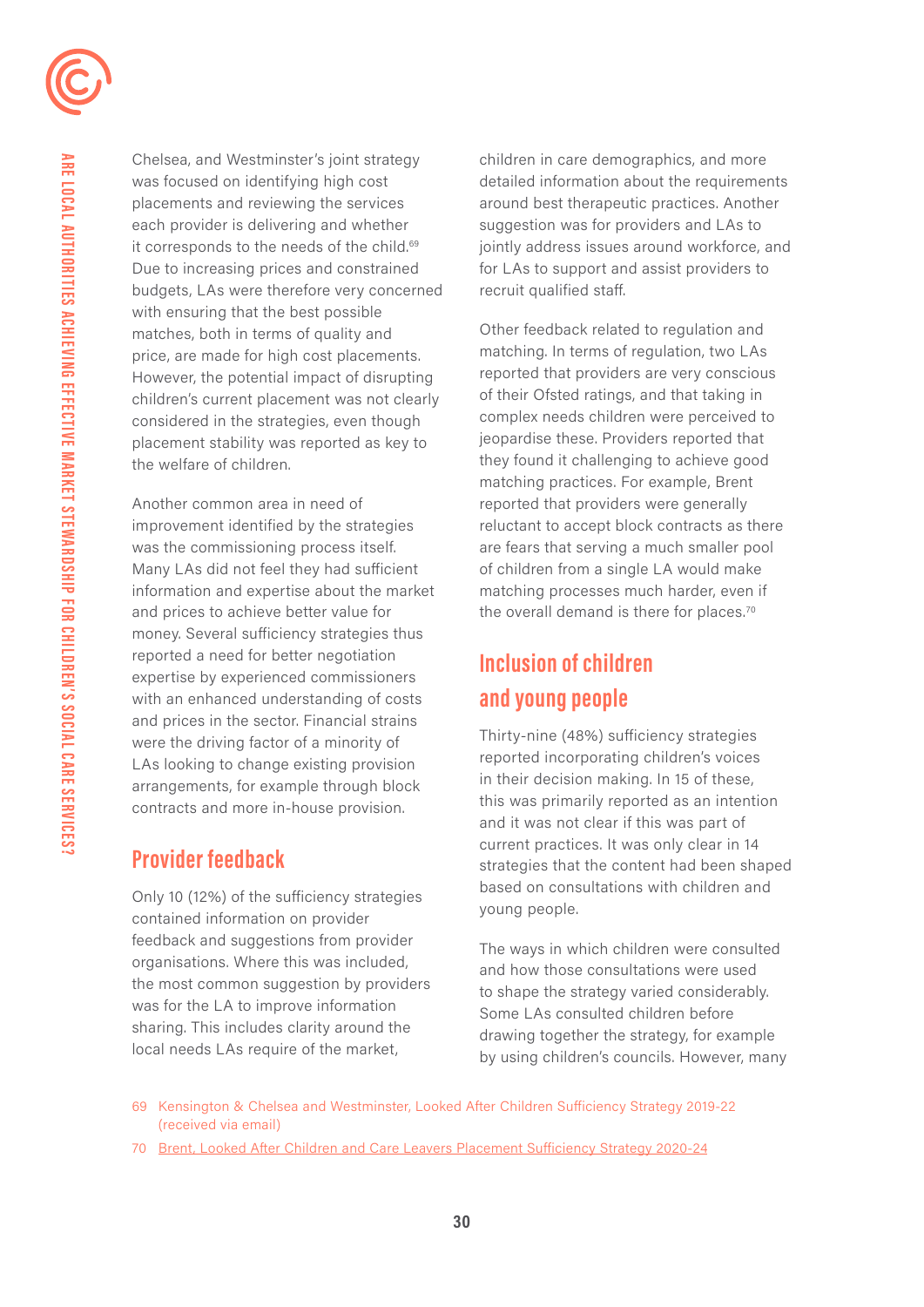Chelsea, and Westminster's joint strategy was focused on identifying high cost placements and reviewing the services each provider is delivering and whether it corresponds to the needs of the child.[69] Due to increasing prices and constrained budgets, LAs were therefore very concerned with ensuring that the best possible matches, both in terms of quality and price, are made for high cost placements. However, the potential impact of disrupting children's current placement was not clearly considered in the strategies, even though placement stability was reported as key to the welfare of children.

Another common area in need of improvement identified by the strategies was the commissioning process itself. Many LAs did not feel they had sufficient information and expertise about the market and prices to achieve better value for money. Several sufficiency strategies thus reported a need for better negotiation expertise by experienced commissioners with an enhanced understanding of costs and prices in the sector. Financial strains were the driving factor of a minority of LAs looking to change existing provision arrangements, for example through block contracts and more in-house provision.

## Provider feedback

Only 10 (12%) of the sufficiency strategies contained information on provider feedback and suggestions from provider organisations. Where this was included, the most common suggestion by providers was for the LA to improve information sharing. This includes clarity around the local needs LAs require of the market, children in care demographics, and more detailed information about the requirements around best therapeutic practices. Another suggestion was for providers and LAs to jointly address issues around workforce, and for LAs to support and assist providers to recruit qualified staff.

Other feedback related to regulation and matching. In terms of regulation, two LAs reported that providers are very conscious of their Ofsted ratings, and that taking in complex needs children were perceived to jeopardise these. Providers reported that they found it challenging to achieve good matching practices. For example, Brent reported that providers were generally reluctant to accept block contracts as there are fears that serving a much smaller pool of children from a single LA would make matching processes much harder, even if the overall demand is there for places.[70]

## Inclusion of children and young people

Thirty-nine (48%) sufficiency strategies reported incorporating children's voices in their decision making. In 15 of these, this was primarily reported as an intention and it was not clear if this was part of current practices. It was only clear in 14 strategies that the content had been shaped based on consultations with children and young people.

The ways in which children were consulted and how those consultations were used to shape the strategy varied considerably. Some LAs consulted children before drawing together the strategy, for example by using children's councils. However, many

69 Kensington & Chelsea and Westminster, Looked After Children Sufficiency Strategy 2019-22 (received via email)

70 Brent, Looked After Children and Care Leavers Placement Sufficiency Strategy 2020-24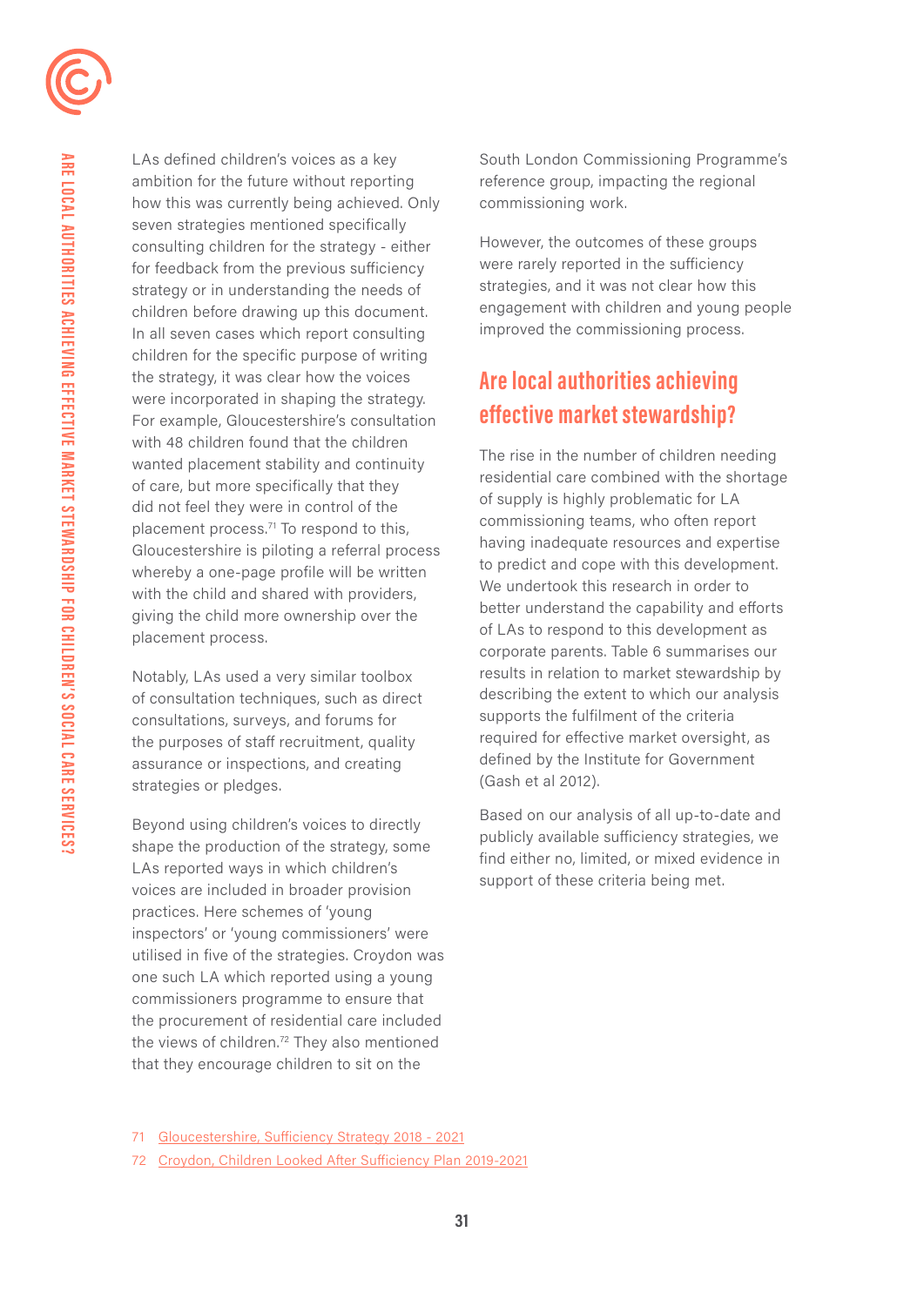LAs defined children's voices as a key ambition for the future without reporting how this was currently being achieved. Only seven strategies mentioned specifically consulting children for the strategy - either for feedback from the previous sufficiency strategy or in understanding the needs of children before drawing up this document. In all seven cases which report consulting children for the specific purpose of writing the strategy, it was clear how the voices were incorporated in shaping the strategy. For example, Gloucestershire's consultation with 48 children found that the children wanted placement stability and continuity of care, but more specifically that they did not feel they were in control of the placement process.[71] To respond to this, Gloucestershire is piloting a referral process whereby a one-page profile will be written with the child and shared with providers, giving the child more ownership over the placement process.

Notably, LAs used a very similar toolbox of consultation techniques, such as direct consultations, surveys, and forums for the purposes of staff recruitment, quality assurance or inspections, and creating strategies or pledges.

Beyond using children's voices to directly shape the production of the strategy, some LAs reported ways in which children's voices are included in broader provision practices. Here schemes of 'young inspectors' or 'young commissioners' were utilised in five of the strategies. Croydon was one such LA which reported using a young commissioners programme to ensure that the procurement of residential care included the views of children.[72] They also mentioned that they encourage children to sit on the South London Commissioning Programme's reference group, impacting the regional commissioning work.

However, the outcomes of these groups were rarely reported in the sufficiency strategies, and it was not clear how this engagement with children and young people improved the commissioning process.

## Are local authorities achieving effective market stewardship?

The rise in the number of children needing residential care combined with the shortage of supply is highly problematic for LA commissioning teams, who often report having inadequate resources and expertise to predict and cope with this development. We undertook this research in order to better understand the capability and efforts of LAs to respond to this development as corporate parents. Table 6 summarises our results in relation to market stewardship by describing the extent to which our analysis supports the fulfilment of the criteria required for effective market oversight, as defined by the Institute for Government (Gash et al 2012).

Based on our analysis of all up-to-date and publicly available sufficiency strategies, we find either no, limited, or mixed evidence in support of these criteria being met.

71 Gloucestershire, Sufficiency Strategy 2018 - 2021

72 Croydon, Children Looked After Sufficiency Plan 2019-2021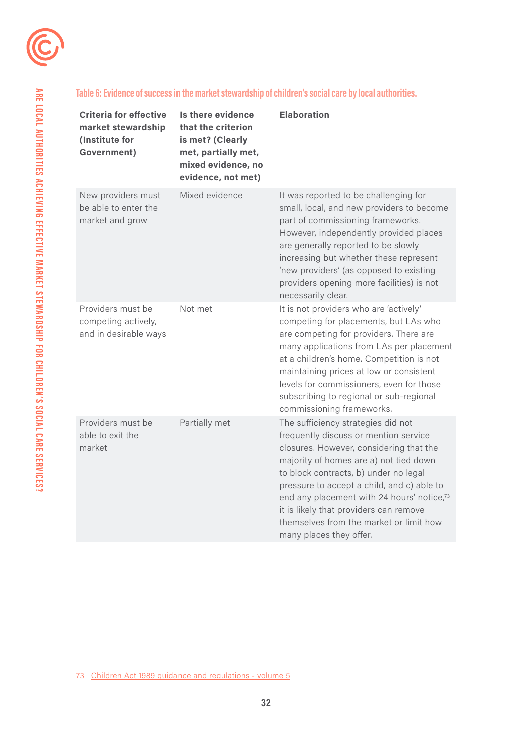**Table 6: Evidence of success in the market stewardship of children's social care by local authorities.**

| Criteria for effective market stewardship (Institute for Government) | Is there evidence that the criterion is met? (Clearly met, partially met, mixed evidence, no evidence, not met) | Elaboration |
| --- | --- | --- |
| New providers must be able to enter the market and grow | Mixed evidence | It was reported to be challenging for small, local, and new providers to become part of commissioning frameworks. However, independently provided places are generally reported to be slowly increasing but whether these represent 'new providers' (as opposed to existing providers opening more facilities) is not necessarily clear. |
| Providers must be competing actively, and in desirable ways | Not met | It is not providers who are 'actively' competing for placements, but LAs who are competing for providers. There are many applications from LAs per placement at a children's home. Competition is not maintaining prices at low or consistent levels for commissioners, even for those subscribing to regional or sub-regional commissioning frameworks. |
| Providers must be able to exit the market | Partially met | The sufficiency strategies did not frequently discuss or mention service closures. However, considering that the majority of homes are a) not tied down to block contracts, b) under no legal pressure to accept a child, and c) able to end any placement with 24 hours' notice,[73] it is likely that providers can remove themselves from the market or limit how many places they offer. |

73 Children Act 1989 guidance and regulations - volume 5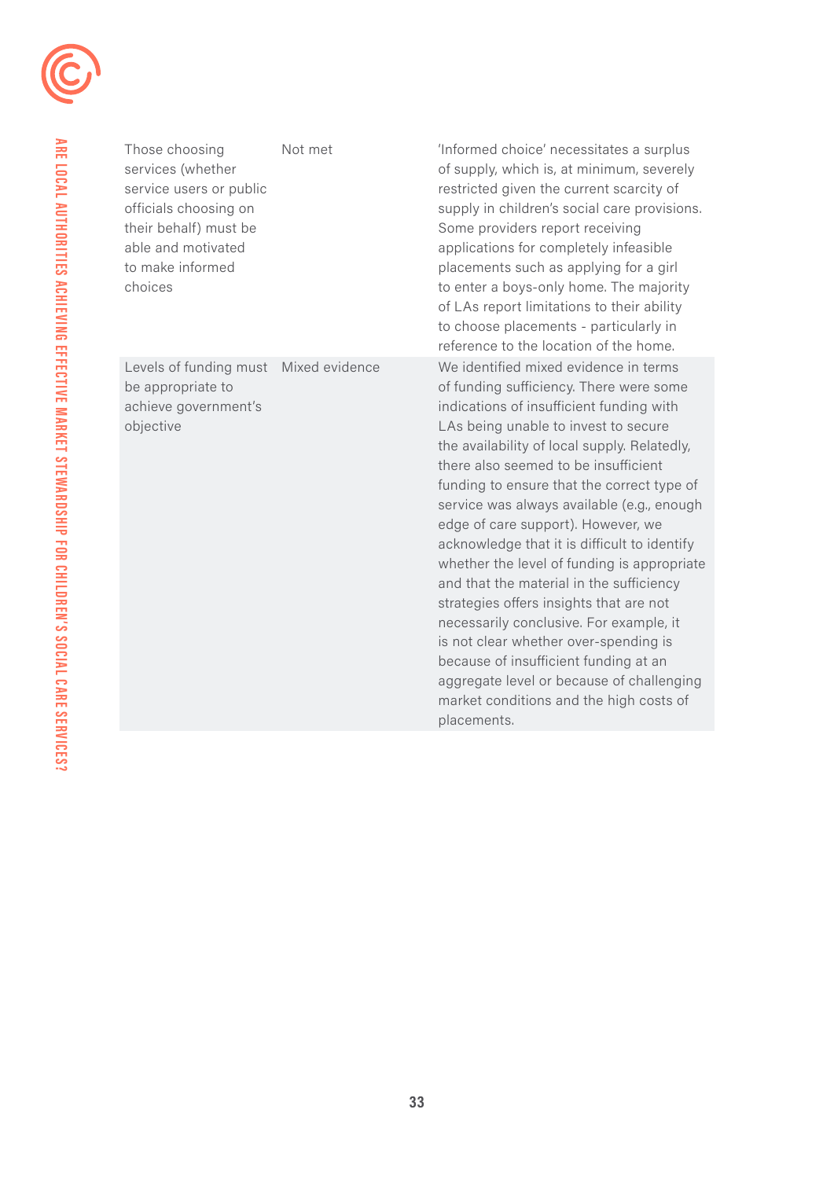| | | |
|---|---|---|
| Those choosing services (whether service users or public officials choosing on their behalf) must be able and motivated to make informed choices | Not met | 'Informed choice' necessitates a surplus of supply, which is, at minimum, severely restricted given the current scarcity of supply in children's social care provisions. Some providers report receiving applications for completely infeasible placements such as applying for a girl to enter a boys-only home. The majority of LAs report limitations to their ability to choose placements - particularly in reference to the location of the home. |
| Levels of funding must be appropriate to achieve government's objective | Mixed evidence | We identified mixed evidence in terms of funding sufficiency. There were some indications of insufficient funding with LAs being unable to invest to secure the availability of local supply. Relatedly, there also seemed to be insufficient funding to ensure that the correct type of service was always available (e.g., enough edge of care support). However, we acknowledge that it is difficult to identify whether the level of funding is appropriate and that the material in the sufficiency strategies offers insights that are not necessarily conclusive. For example, it is not clear whether over-spending is because of insufficient funding at an aggregate level or because of challenging market conditions and the high costs of placements. |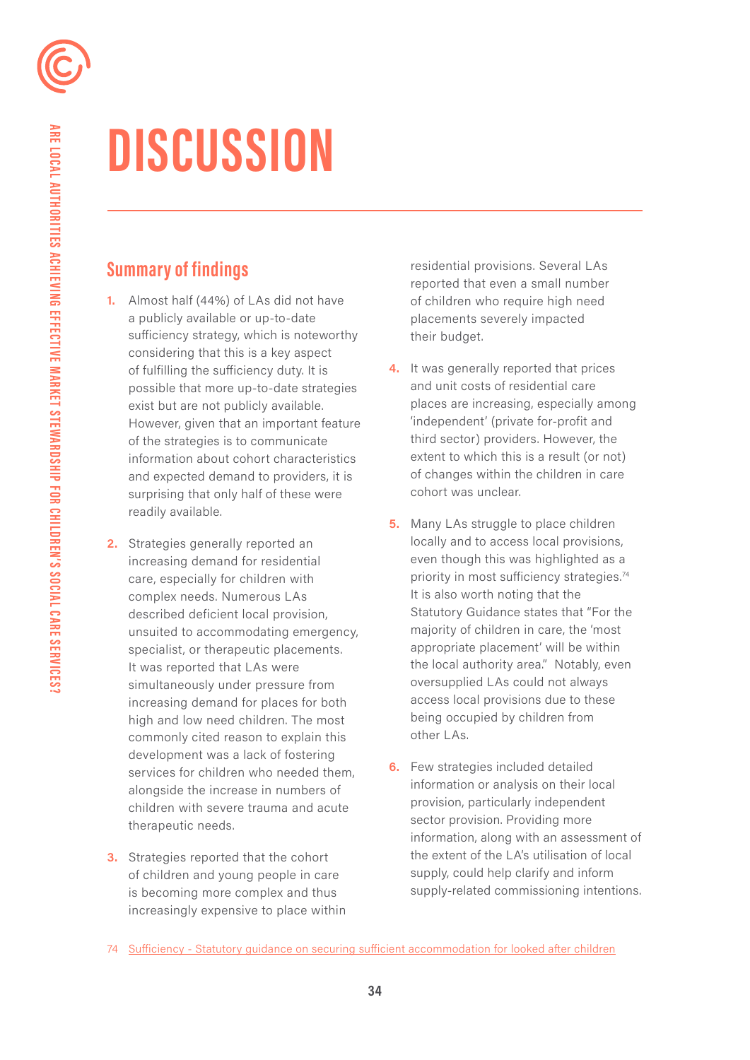# DISCUSSION

## Summary of findings

1. Almost half (44%) of LAs did not have a publicly available or up-to-date sufficiency strategy, which is noteworthy considering that this is a key aspect of fulfilling the sufficiency duty. It is possible that more up-to-date strategies exist but are not publicly available. However, given that an important feature of the strategies is to communicate information about cohort characteristics and expected demand to providers, it is surprising that only half of these were readily available.

2. Strategies generally reported an increasing demand for residential care, especially for children with complex needs. Numerous LAs described deficient local provision, unsuited to accommodating emergency, specialist, or therapeutic placements. It was reported that LAs were simultaneously under pressure from increasing demand for places for both high and low need children. The most commonly cited reason to explain this development was a lack of fostering services for children who needed them, alongside the increase in numbers of children with severe trauma and acute therapeutic needs.

3. Strategies reported that the cohort of children and young people in care is becoming more complex and thus increasingly expensive to place within residential provisions. Several LAs reported that even a small number of children who require high need placements severely impacted their budget.

4. It was generally reported that prices and unit costs of residential care places are increasing, especially among 'independent' (private for-profit and third sector) providers. However, the extent to which this is a result (or not) of changes within the children in care cohort was unclear.

5. Many LAs struggle to place children locally and to access local provisions, even though this was highlighted as a priority in most sufficiency strategies.[74] It is also worth noting that the Statutory Guidance states that "For the majority of children in care, the 'most appropriate placement' will be within the local authority area." Notably, even oversupplied LAs could not always access local provisions due to these being occupied by children from other LAs.

6. Few strategies included detailed information or analysis on their local provision, particularly independent sector provision. Providing more information, along with an assessment of the extent of the LA's utilisation of local supply, could help clarify and inform supply-related commissioning intentions.

74 Sufficiency - Statutory guidance on securing sufficient accommodation for looked after children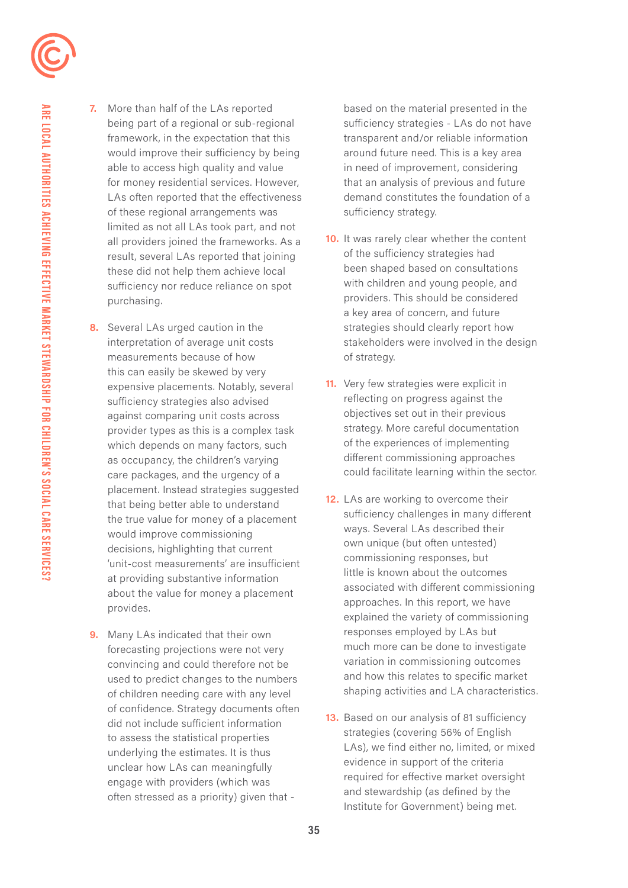7. More than half of the LAs reported being part of a regional or sub-regional framework, in the expectation that this would improve their sufficiency by being able to access high quality and value for money residential services. However, LAs often reported that the effectiveness of these regional arrangements was limited as not all LAs took part, and not all providers joined the frameworks. As a result, several LAs reported that joining these did not help them achieve local sufficiency nor reduce reliance on spot purchasing.

8. Several LAs urged caution in the interpretation of average unit costs measurements because of how this can easily be skewed by very expensive placements. Notably, several sufficiency strategies also advised against comparing unit costs across provider types as this is a complex task which depends on many factors, such as occupancy, the children's varying care packages, and the urgency of a placement. Instead strategies suggested that being better able to understand the true value for money of a placement would improve commissioning decisions, highlighting that current 'unit-cost measurements' are insufficient at providing substantive information about the value for money a placement provides.

9. Many LAs indicated that their own forecasting projections were not very convincing and could therefore not be used to predict changes to the numbers of children needing care with any level of confidence. Strategy documents often did not include sufficient information to assess the statistical properties underlying the estimates. It is thus unclear how LAs can meaningfully engage with providers (which was often stressed as a priority) given that - based on the material presented in the sufficiency strategies - LAs do not have transparent and/or reliable information around future need. This is a key area in need of improvement, considering that an analysis of previous and future demand constitutes the foundation of a sufficiency strategy.

10. It was rarely clear whether the content of the sufficiency strategies had been shaped based on consultations with children and young people, and providers. This should be considered a key area of concern, and future strategies should clearly report how stakeholders were involved in the design of strategy.

11. Very few strategies were explicit in reflecting on progress against the objectives set out in their previous strategy. More careful documentation of the experiences of implementing different commissioning approaches could facilitate learning within the sector.

12. LAs are working to overcome their sufficiency challenges in many different ways. Several LAs described their own unique (but often untested) commissioning responses, but little is known about the outcomes associated with different commissioning approaches. In this report, we have explained the variety of commissioning responses employed by LAs but much more can be done to investigate variation in commissioning outcomes and how this relates to specific market shaping activities and LA characteristics.

13. Based on our analysis of 81 sufficiency strategies (covering 56% of English LAs), we find either no, limited, or mixed evidence in support of the criteria required for effective market oversight and stewardship (as defined by the Institute for Government) being met.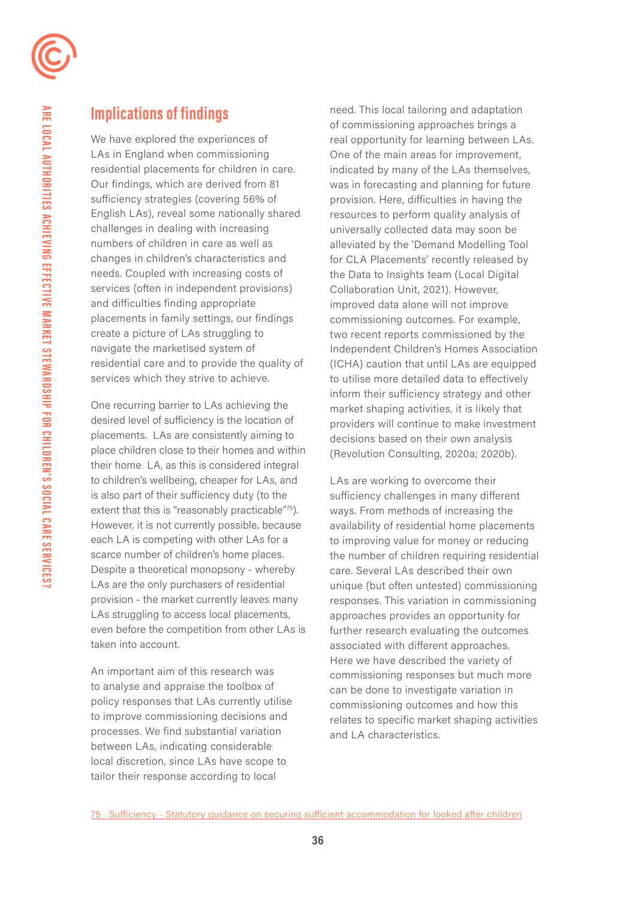## Implications of findings

We have explored the experiences of LAs in England when commissioning residential placements for children in care. Our findings, which are derived from 81 sufficiency strategies (covering 56% of English LAs), reveal some nationally shared challenges in dealing with increasing numbers of children in care as well as changes in children's characteristics and needs. Coupled with increasing costs of services (often in independent provisions) and difficulties finding appropriate placements in family settings, our findings create a picture of LAs struggling to navigate the marketised system of residential care and to provide the quality of services which they strive to achieve.

One recurring barrier to LAs achieving the desired level of sufficiency is the location of placements. LAs are consistently aiming to place children close to their homes and within their home LA, as this is considered integral to children's wellbeing, cheaper for LAs, and is also part of their sufficiency duty (to the extent that this is "reasonably practicable"[75]). However, it is not currently possible, because each LA is competing with other LAs for a scarce number of children's home places. Despite a theoretical monopsony - whereby LAs are the only purchasers of residential provision - the market currently leaves many LAs struggling to access local placements, even before the competition from other LAs is taken into account.

An important aim of this research was to analyse and appraise the toolbox of policy responses that LAs currently utilise to improve commissioning decisions and processes. We find substantial variation between LAs, indicating considerable local discretion, since LAs have scope to tailor their response according to local need. This local tailoring and adaptation of commissioning approaches brings a real opportunity for learning between LAs. One of the main areas for improvement, indicated by many of the LAs themselves, was in forecasting and planning for future provision. Here, difficulties in having the resources to perform quality analysis of universally collected data may soon be alleviated by the 'Demand Modelling Tool for CLA Placements' recently released by the Data to Insights team (Local Digital Collaboration Unit, 2021). However, improved data alone will not improve commissioning outcomes. For example, two recent reports commissioned by the Independent Children's Homes Association (ICHA) caution that until LAs are equipped to utilise more detailed data to effectively inform their sufficiency strategy and other market shaping activities, it is likely that providers will continue to make investment decisions based on their own analysis (Revolution Consulting, 2020a; 2020b).

LAs are working to overcome their sufficiency challenges in many different ways. From methods of increasing the availability of residential home placements to improving value for money or reducing the number of children requiring residential care. Several LAs described their own unique (but often untested) commissioning responses. This variation in commissioning approaches provides an opportunity for further research evaluating the outcomes associated with different approaches. Here we have described the variety of commissioning responses but much more can be done to investigate variation in commissioning outcomes and how this relates to specific market shaping activities and LA characteristics.

75 Sufficiency - Statutory guidance on securing sufficient accommodation for looked after children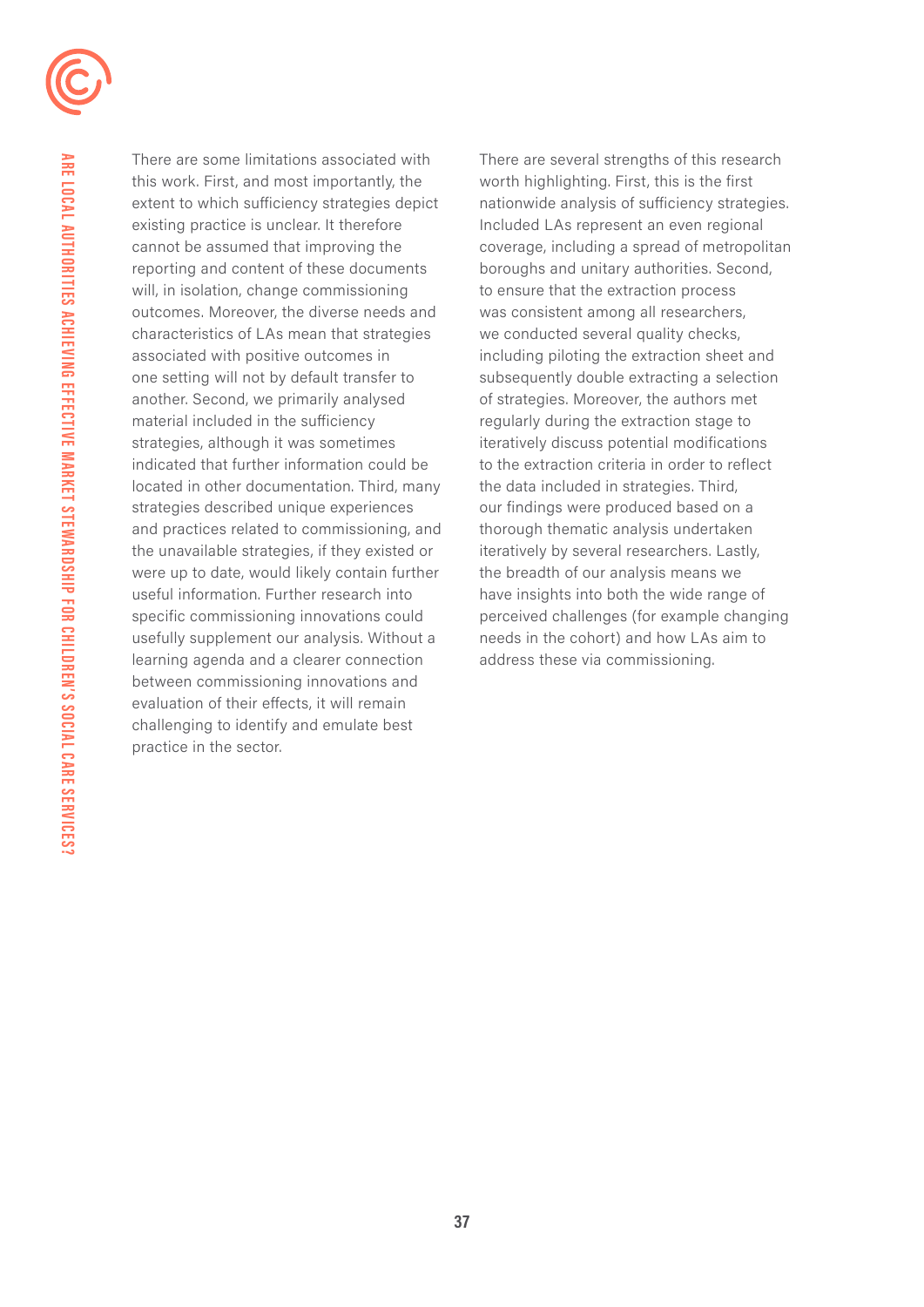There are some limitations associated with this work. First, and most importantly, the extent to which sufficiency strategies depict existing practice is unclear. It therefore cannot be assumed that improving the reporting and content of these documents will, in isolation, change commissioning outcomes. Moreover, the diverse needs and characteristics of LAs mean that strategies associated with positive outcomes in one setting will not by default transfer to another. Second, we primarily analysed material included in the sufficiency strategies, although it was sometimes indicated that further information could be located in other documentation. Third, many strategies described unique experiences and practices related to commissioning, and the unavailable strategies, if they existed or were up to date, would likely contain further useful information. Further research into specific commissioning innovations could usefully supplement our analysis. Without a learning agenda and a clearer connection between commissioning innovations and evaluation of their effects, it will remain challenging to identify and emulate best practice in the sector.

There are several strengths of this research worth highlighting. First, this is the first nationwide analysis of sufficiency strategies. Included LAs represent an even regional coverage, including a spread of metropolitan boroughs and unitary authorities. Second, to ensure that the extraction process was consistent among all researchers, we conducted several quality checks, including piloting the extraction sheet and subsequently double extracting a selection of strategies. Moreover, the authors met regularly during the extraction stage to iteratively discuss potential modifications to the extraction criteria in order to reflect the data included in strategies. Third, our findings were produced based on a thorough thematic analysis undertaken iteratively by several researchers. Lastly, the breadth of our analysis means we have insights into both the wide range of perceived challenges (for example changing needs in the cohort) and how LAs aim to address these via commissioning.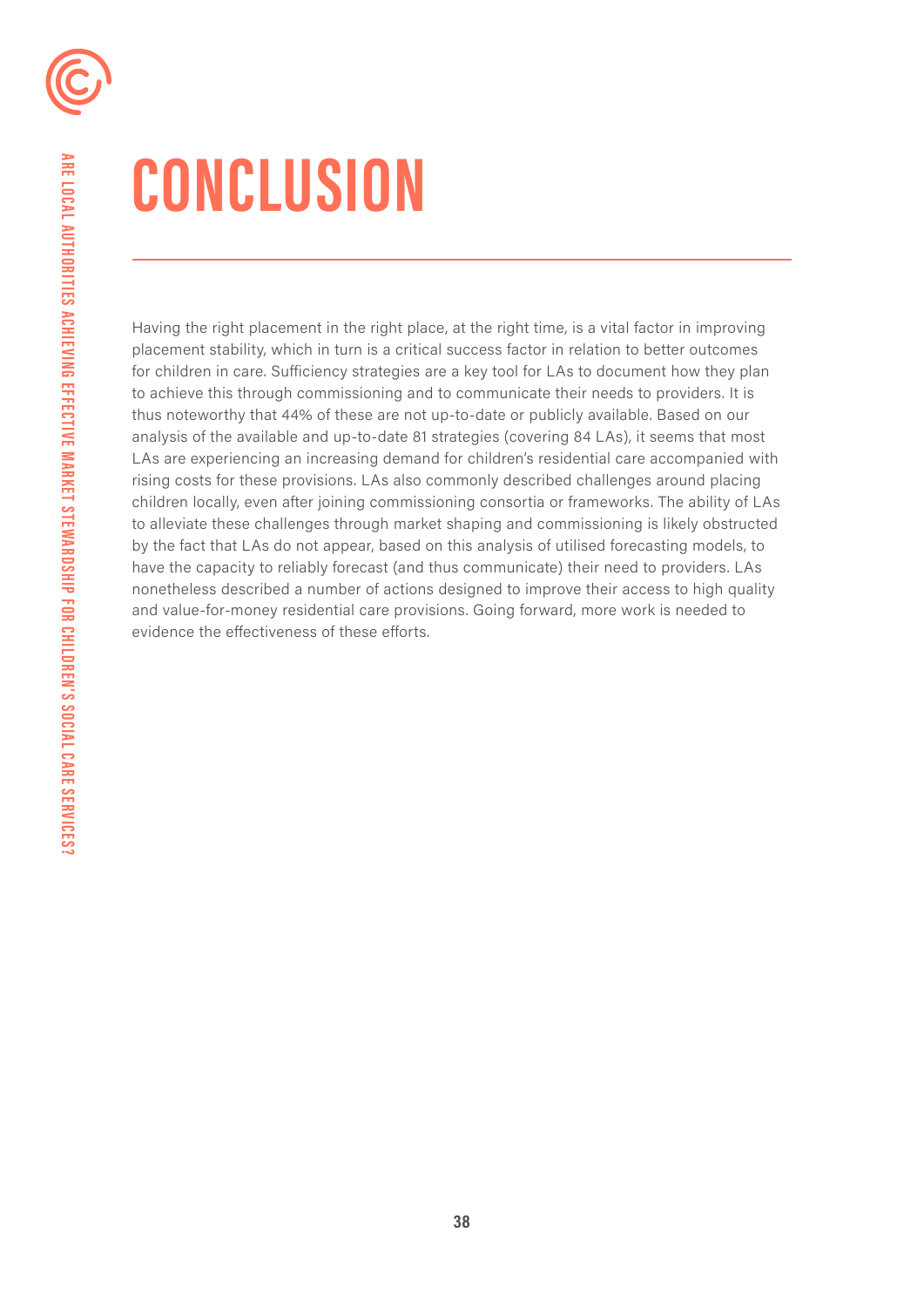# CONCLUSION

Having the right placement in the right place, at the right time, is a vital factor in improving placement stability, which in turn is a critical success factor in relation to better outcomes for children in care. Sufficiency strategies are a key tool for LAs to document how they plan to achieve this through commissioning and to communicate their needs to providers. It is thus noteworthy that 44% of these are not up-to-date or publicly available. Based on our analysis of the available and up-to-date 81 strategies (covering 84 LAs), it seems that most LAs are experiencing an increasing demand for children's residential care accompanied with rising costs for these provisions. LAs also commonly described challenges around placing children locally, even after joining commissioning consortia or frameworks. The ability of LAs to alleviate these challenges through market shaping and commissioning is likely obstructed by the fact that LAs do not appear, based on this analysis of utilised forecasting models, to have the capacity to reliably forecast (and thus communicate) their need to providers. LAs nonetheless described a number of actions designed to improve their access to high quality and value-for-money residential care provisions. Going forward, more work is needed to evidence the effectiveness of these efforts.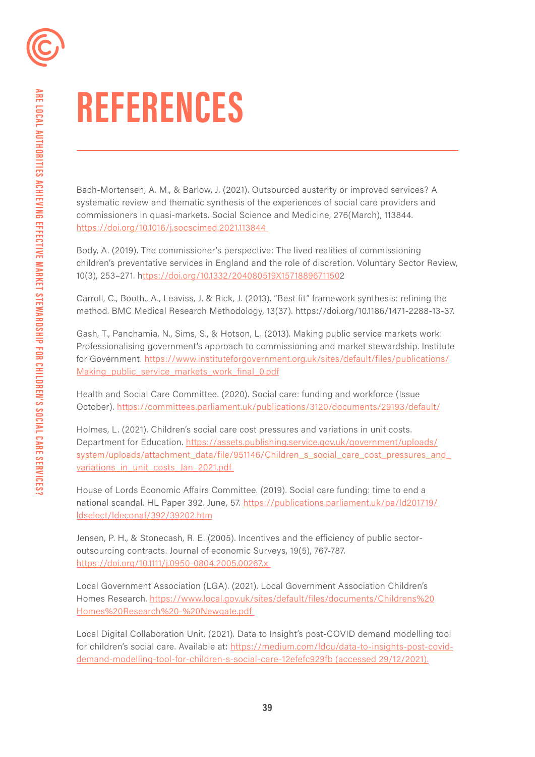# REFERENCES

Bach-Mortensen, A. M., & Barlow, J. (2021). Outsourced austerity or improved services? A systematic review and thematic synthesis of the experiences of social care providers and commissioners in quasi-markets. Social Science and Medicine, 276(March), 113844. https://doi.org/10.1016/j.socscimed.2021.113844

Body, A. (2019). The commissioner's perspective: The lived realities of commissioning children's preventative services in England and the role of discretion. Voluntary Sector Review, 10(3), 253–271. https://doi.org/10.1332/204080519X15718896711502

Carroll, C., Booth., A., Leaviss, J. & Rick, J. (2013). "Best fit" framework synthesis: refining the method. BMC Medical Research Methodology, 13(37). https://doi.org/10.1186/1471-2288-13-37.

Gash, T., Panchamia, N., Sims, S., & Hotson, L. (2013). Making public service markets work: Professionalising government's approach to commissioning and market stewardship. Institute for Government. https://www.instituteforgovernment.org.uk/sites/default/files/publications/Making_public_service_markets_work_final_0.pdf

Health and Social Care Committee. (2020). Social care: funding and workforce (Issue October). https://committees.parliament.uk/publications/3120/documents/29193/default/

Holmes, L. (2021). Children's social care cost pressures and variations in unit costs. Department for Education. https://assets.publishing.service.gov.uk/government/uploads/system/uploads/attachment_data/file/951146/Children_s_social_care_cost_pressures_and_variations_in_unit_costs_Jan_2021.pdf

House of Lords Economic Affairs Committee. (2019). Social care funding: time to end a national scandal. HL Paper 392. June, 57. https://publications.parliament.uk/pa/ld201719/ldselect/ldeconaf/392/39202.htm

Jensen, P. H., & Stonecash, R. E. (2005). Incentives and the efficiency of public sector-outsourcing contracts. Journal of economic Surveys, 19(5), 767-787. https://doi.org/10.1111/j.0950-0804.2005.00267.x

Local Government Association (LGA). (2021). Local Government Association Children's Homes Research. https://www.local.gov.uk/sites/default/files/documents/Childrens%20Homes%20Research%20-%20Newgate.pdf

Local Digital Collaboration Unit. (2021). Data to Insight's post-COVID demand modelling tool for children's social care. Available at: https://medium.com/ldcu/data-to-insights-post-covid-demand-modelling-tool-for-children-s-social-care-12efefc929fb (accessed 29/12/2021).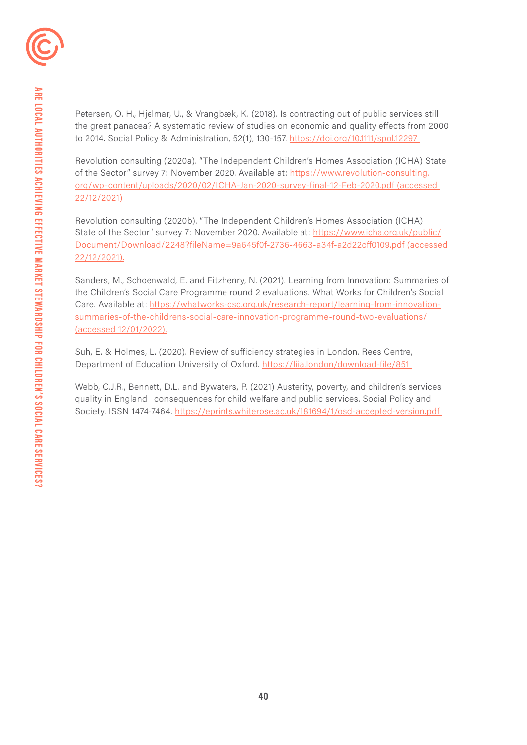Petersen, O. H., Hjelmar, U., & Vrangbæk, K. (2018). Is contracting out of public services still the great panacea? A systematic review of studies on economic and quality effects from 2000 to 2014. Social Policy & Administration, 52(1), 130-157. https://doi.org/10.1111/spol.12297

Revolution consulting (2020a). "The Independent Children's Homes Association (ICHA) State of the Sector" survey 7: November 2020. Available at: https://www.revolution-consulting.org/wp-content/uploads/2020/02/ICHA-Jan-2020-survey-final-12-Feb-2020.pdf (accessed 22/12/2021)

Revolution consulting (2020b). "The Independent Children's Homes Association (ICHA) State of the Sector" survey 7: November 2020. Available at: https://www.icha.org.uk/public/Document/Download/2248?fileName=9a645f0f-2736-4663-a34f-a2d22cff0109.pdf (accessed 22/12/2021).

Sanders, M., Schoenwald, E. and Fitzhenry, N. (2021). Learning from Innovation: Summaries of the Children's Social Care Programme round 2 evaluations. What Works for Children's Social Care. Available at: https://whatworks-csc.org.uk/research-report/learning-from-innovation-summaries-of-the-childrens-social-care-innovation-programme-round-two-evaluations/ (accessed 12/01/2022).

Suh, E. & Holmes, L. (2020). Review of sufficiency strategies in London. Rees Centre, Department of Education University of Oxford. https://liia.london/download-file/851

Webb, C.J.R., Bennett, D.L. and Bywaters, P. (2021) Austerity, poverty, and children's services quality in England : consequences for child welfare and public services. Social Policy and Society. ISSN 1474-7464. https://eprints.whiterose.ac.uk/181694/1/osd-accepted-version.pdf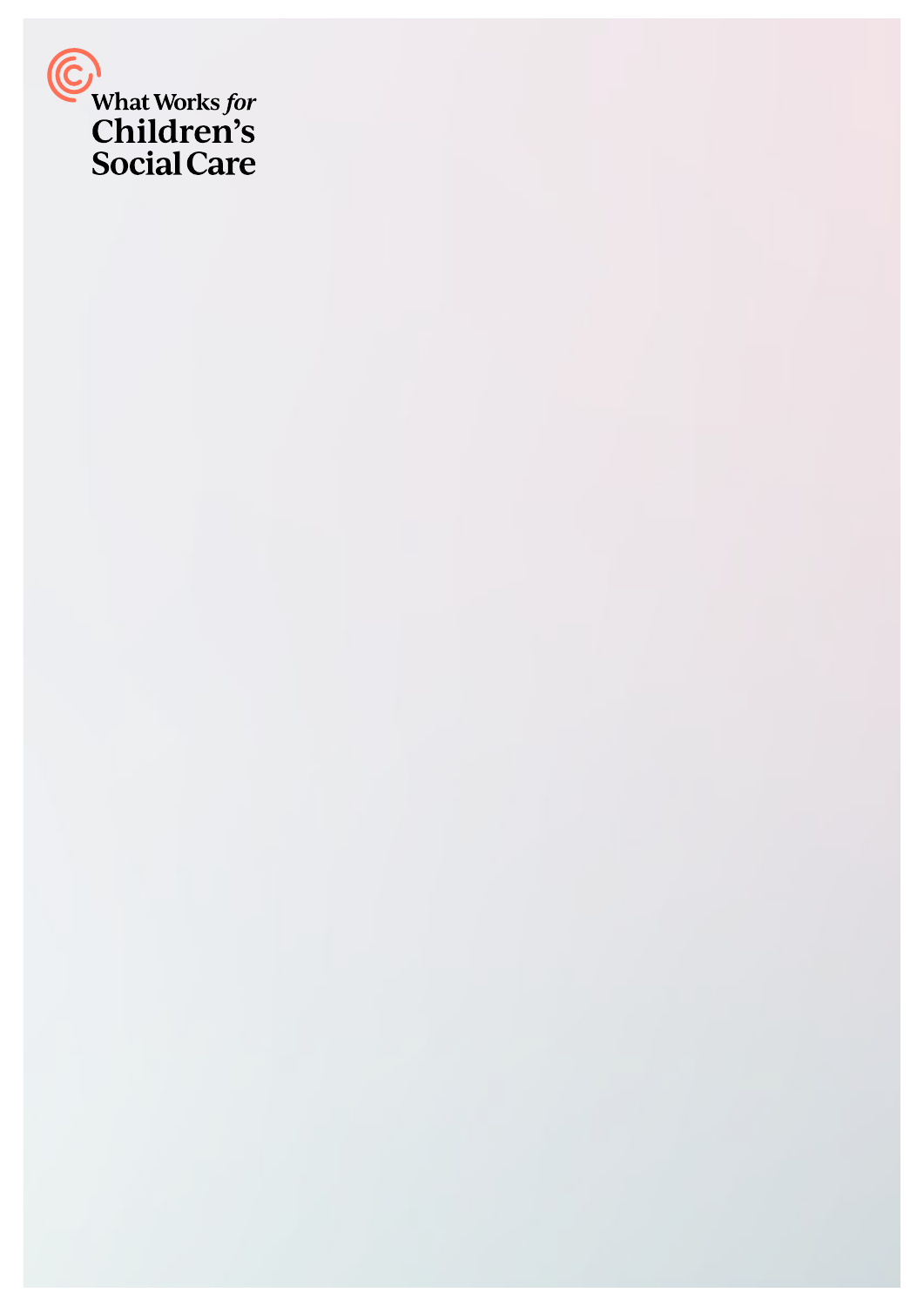What Works *for* Children's Social Care